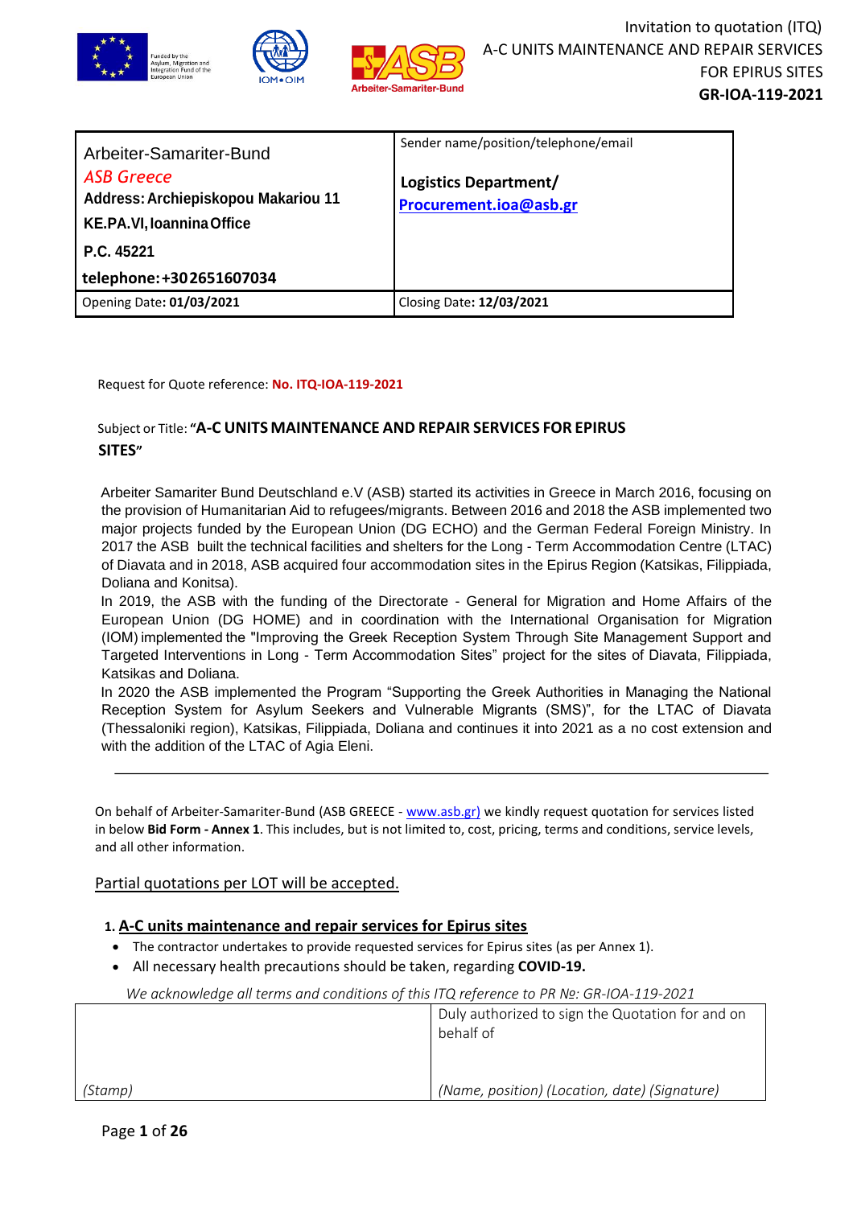Invitation to quotation (ITQ)
A-C UNITS MAINTENANCE AND REPAIR SERVICES FOR EPIRUS SITES
**GR-IOA-119-2021**

| Arbeiter-Samariter-Bund *ASB Greece* **Address: Archiepiskopou Makariou 11 KE.PA.VI, Ioannina Office** **P.C. 45221** **telephone: +30 2651607034** | Sender name/position/telephone/email **Logistics Department/ Procurement.ioa@asb.gr** |
|---|---|
| Opening Date: **01/03/2021** | Closing Date: **12/03/2021** |

Request for Quote reference: **No. ITQ-IOA-119-2021**

Subject or Title: **"A-C UNITS MAINTENANCE AND REPAIR SERVICES FOR EPIRUS SITES"**

Arbeiter Samariter Bund Deutschland e.V (ASB) started its activities in Greece in March 2016, focusing on the provision of Humanitarian Aid to refugees/migrants. Between 2016 and 2018 the ASB implemented two major projects funded by the European Union (DG ECHO) and the German Federal Foreign Ministry. In 2017 the ASB built the technical facilities and shelters for the Long - Term Accommodation Centre (LTAC) of Diavata and in 2018, ASB acquired four accommodation sites in the Epirus Region (Katsikas, Filippiada, Doliana and Konitsa).

In 2019, the ASB with the funding of the Directorate - General for Migration and Home Affairs of the European Union (DG HOME) and in coordination with the International Organisation for Migration (IOM) implemented the "Improving the Greek Reception System Through Site Management Support and Targeted Interventions in Long - Term Accommodation Sites" project for the sites of Diavata, Filippiada, Katsikas and Doliana.

In 2020 the ASB implemented the Program "Supporting the Greek Authorities in Managing the National Reception System for Asylum Seekers and Vulnerable Migrants (SMS)", for the LTAC of Diavata (Thessaloniki region), Katsikas, Filippiada, Doliana and continues it into 2021 as a no cost extension and with the addition of the LTAC of Agia Eleni.

---

On behalf of Arbeiter-Samariter-Bund (ASB GREECE - www.asb.gr) we kindly request quotation for services listed in below **Bid Form - Annex 1**. This includes, but is not limited to, cost, pricing, terms and conditions, service levels, and all other information.

<u>Partial quotations per LOT will be accepted.</u>

## 1. A-C units maintenance and repair services for Epirus sites

- The contractor undertakes to provide requested services for Epirus sites (as per Annex 1).
- All necessary health precautions should be taken, regarding **COVID-19.**

*We acknowledge all terms and conditions of this ITQ reference to PR №: GR-IOA-119-2021*

| | Duly authorized to sign the Quotation for and on behalf of |
|---|---|
| *(Stamp)* | *(Name, position) (Location, date) (Signature)* |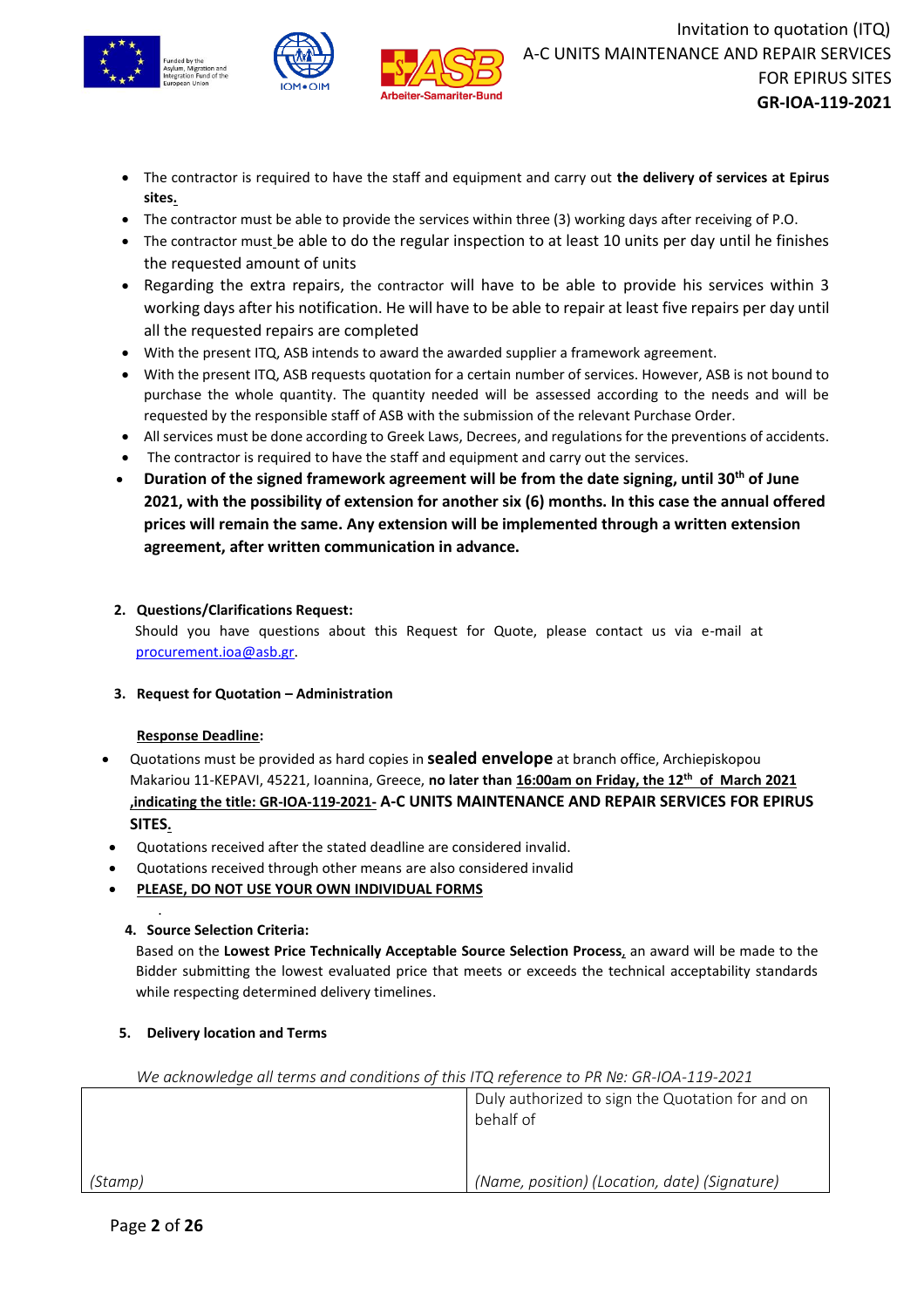- The contractor is required to have the staff and equipment and carry out **the delivery of services at Epirus sites.**
- The contractor must be able to provide the services within three (3) working days after receiving of P.O.
- The contractor must be able to do the regular inspection to at least 10 units per day until he finishes the requested amount of units
- Regarding the extra repairs, the contractor will have to be able to provide his services within 3 working days after his notification. He will have to be able to repair at least five repairs per day until all the requested repairs are completed
- With the present ITQ, ASB intends to award the awarded supplier a framework agreement.
- With the present ITQ, ASB requests quotation for a certain number of services. However, ASB is not bound to purchase the whole quantity. The quantity needed will be assessed according to the needs and will be requested by the responsible staff of ASB with the submission of the relevant Purchase Order.
- All services must be done according to Greek Laws, Decrees, and regulations for the preventions of accidents.
- The contractor is required to have the staff and equipment and carry out the services.
- **Duration of the signed framework agreement will be from the date signing, until 30th of June 2021, with the possibility of extension for another six (6) months. In this case the annual offered prices will remain the same. Any extension will be implemented through a written extension agreement, after written communication in advance.**

**2. Questions/Clarifications Request:**

Should you have questions about this Request for Quote, please contact us via e-mail at procurement.ioa@asb.gr.

**3. Request for Quotation – Administration**

**Response Deadline:**

- Quotations must be provided as hard copies in **sealed envelope** at branch office, Archiepiskopou Makariou 11-KEPAVI, 45221, Ioannina, Greece, **no later than 16:00am on Friday, the 12th of March 2021 ,indicating the title: GR-IOA-119-2021- A-C UNITS MAINTENANCE AND REPAIR SERVICES FOR EPIRUS SITES.**
- Quotations received after the stated deadline are considered invalid.
- Quotations received through other means are also considered invalid
- **PLEASE, DO NOT USE YOUR OWN INDIVIDUAL FORMS**

**4. Source Selection Criteria:**

Based on the **Lowest Price Technically Acceptable Source Selection Process,** an award will be made to the Bidder submitting the lowest evaluated price that meets or exceeds the technical acceptability standards while respecting determined delivery timelines.

**5. Delivery location and Terms**

*We acknowledge all terms and conditions of this ITQ reference to PR №: GR-IOA-119-2021*

| | Duly authorized to sign the Quotation for and on behalf of |
|---|---|
| *(Stamp)* | *(Name, position) (Location, date) (Signature)* |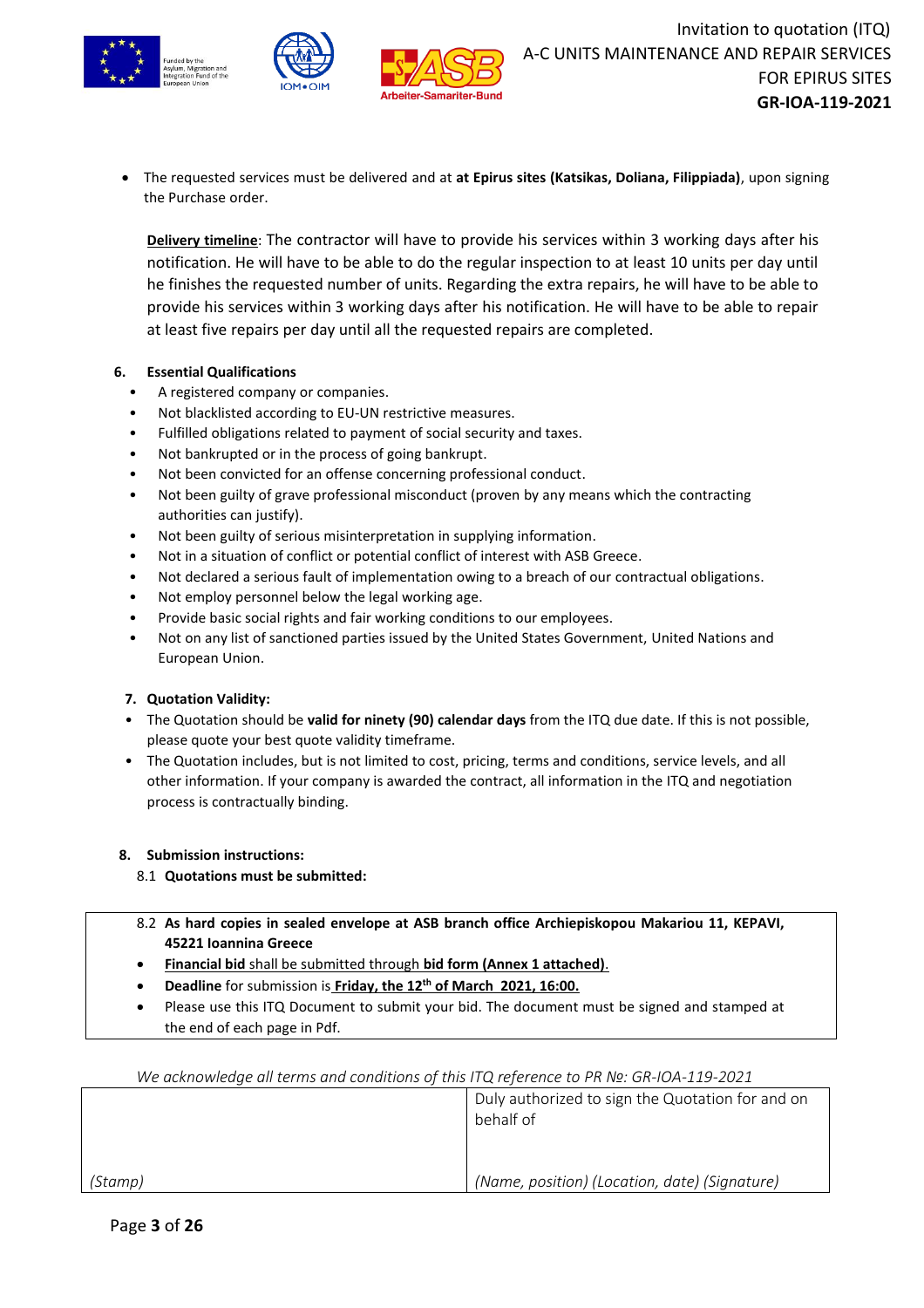- The requested services must be delivered and at **at Epirus sites (Katsikas, Doliana, Filippiada)**, upon signing the Purchase order.

  **Delivery timeline**: The contractor will have to provide his services within 3 working days after his notification. He will have to be able to do the regular inspection to at least 10 units per day until he finishes the requested number of units. Regarding the extra repairs, he will have to be able to provide his services within 3 working days after his notification. He will have to be able to repair at least five repairs per day until all the requested repairs are completed.

**6. Essential Qualifications**

- A registered company or companies.
- Not blacklisted according to EU-UN restrictive measures.
- Fulfilled obligations related to payment of social security and taxes.
- Not bankrupted or in the process of going bankrupt.
- Not been convicted for an offense concerning professional conduct.
- Not been guilty of grave professional misconduct (proven by any means which the contracting authorities can justify).
- Not been guilty of serious misinterpretation in supplying information.
- Not in a situation of conflict or potential conflict of interest with ASB Greece.
- Not declared a serious fault of implementation owing to a breach of our contractual obligations.
- Not employ personnel below the legal working age.
- Provide basic social rights and fair working conditions to our employees.
- Not on any list of sanctioned parties issued by the United States Government, United Nations and European Union.

**7. Quotation Validity:**

- The Quotation should be **valid for ninety (90) calendar days** from the ITQ due date. If this is not possible, please quote your best quote validity timeframe.
- The Quotation includes, but is not limited to cost, pricing, terms and conditions, service levels, and all other information. If your company is awarded the contract, all information in the ITQ and negotiation process is contractually binding.

**8. Submission instructions:**

8.1 **Quotations must be submitted:**

8.2 **As hard copies in sealed envelope at ASB branch office Archiepiskopou Makariou 11, KEPAVI, 45221 Ioannina Greece**

- **Financial bid** shall be submitted through **bid form (Annex 1 attached)**.
- **Deadline** for submission is **Friday, the 12th of March 2021, 16:00.**
- Please use this ITQ Document to submit your bid. The document must be signed and stamped at the end of each page in Pdf.

*We acknowledge all terms and conditions of this ITQ reference to PR №: GR-IOA-119-2021*

| | Duly authorized to sign the Quotation for and on behalf of |
|---|---|
| *(Stamp)* | *(Name, position) (Location, date) (Signature)* |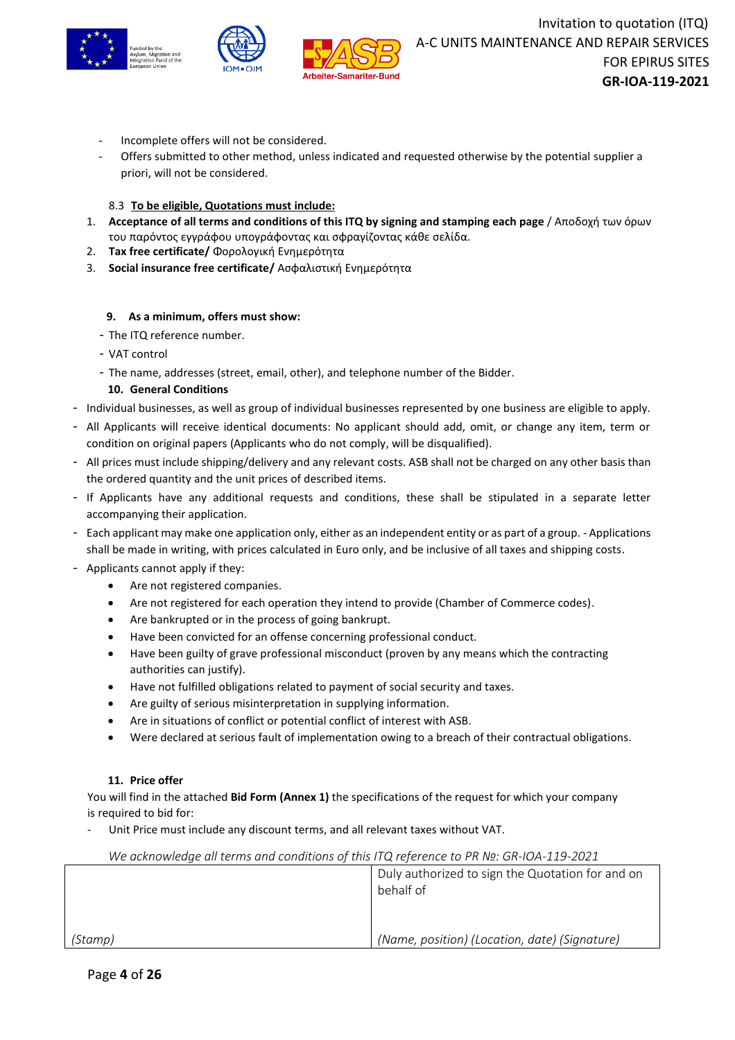- Incomplete offers will not be considered.
- Offers submitted to other method, unless indicated and requested otherwise by the potential supplier a priori, will not be considered.

8.3 **To be eligible, Quotations must include:**

1. **Acceptance of all terms and conditions of this ITQ by signing and stamping each page** / Αποδοχή των όρων του παρόντος εγγράφου υπογράφοντας και σφραγίζοντας κάθε σελίδα.
2. **Tax free certificate/** Φορολογική Ενημερότητα
3. **Social insurance free certificate/** Ασφαλιστική Ενημερότητα

### 9. As a minimum, offers must show:

- The ITQ reference number.
- VAT control
- The name, addresses (street, email, other), and telephone number of the Bidder.

### 10. General Conditions

- Individual businesses, as well as group of individual businesses represented by one business are eligible to apply.
- All Applicants will receive identical documents: No applicant should add, omit, or change any item, term or condition on original papers (Applicants who do not comply, will be disqualified).
- All prices must include shipping/delivery and any relevant costs. ASB shall not be charged on any other basis than the ordered quantity and the unit prices of described items.
- If Applicants have any additional requests and conditions, these shall be stipulated in a separate letter accompanying their application.
- Each applicant may make one application only, either as an independent entity or as part of a group. - Applications shall be made in writing, with prices calculated in Euro only, and be inclusive of all taxes and shipping costs.
- Applicants cannot apply if they:
  - Are not registered companies.
  - Are not registered for each operation they intend to provide (Chamber of Commerce codes).
  - Are bankrupted or in the process of going bankrupt.
  - Have been convicted for an offense concerning professional conduct.
  - Have been guilty of grave professional misconduct (proven by any means which the contracting authorities can justify).
  - Have not fulfilled obligations related to payment of social security and taxes.
  - Are guilty of serious misinterpretation in supplying information.
  - Are in situations of conflict or potential conflict of interest with ASB.
  - Were declared at serious fault of implementation owing to a breach of their contractual obligations.

### 11. Price offer

You will find in the attached **Bid Form (Annex 1)** the specifications of the request for which your company is required to bid for:

- Unit Price must include any discount terms, and all relevant taxes without VAT.

*We acknowledge all terms and conditions of this ITQ reference to PR Nº: GR-IOA-119-2021*

| | Duly authorized to sign the Quotation for and on behalf of |
|---|---|
| *(Stamp)* | *(Name, position) (Location, date) (Signature)* |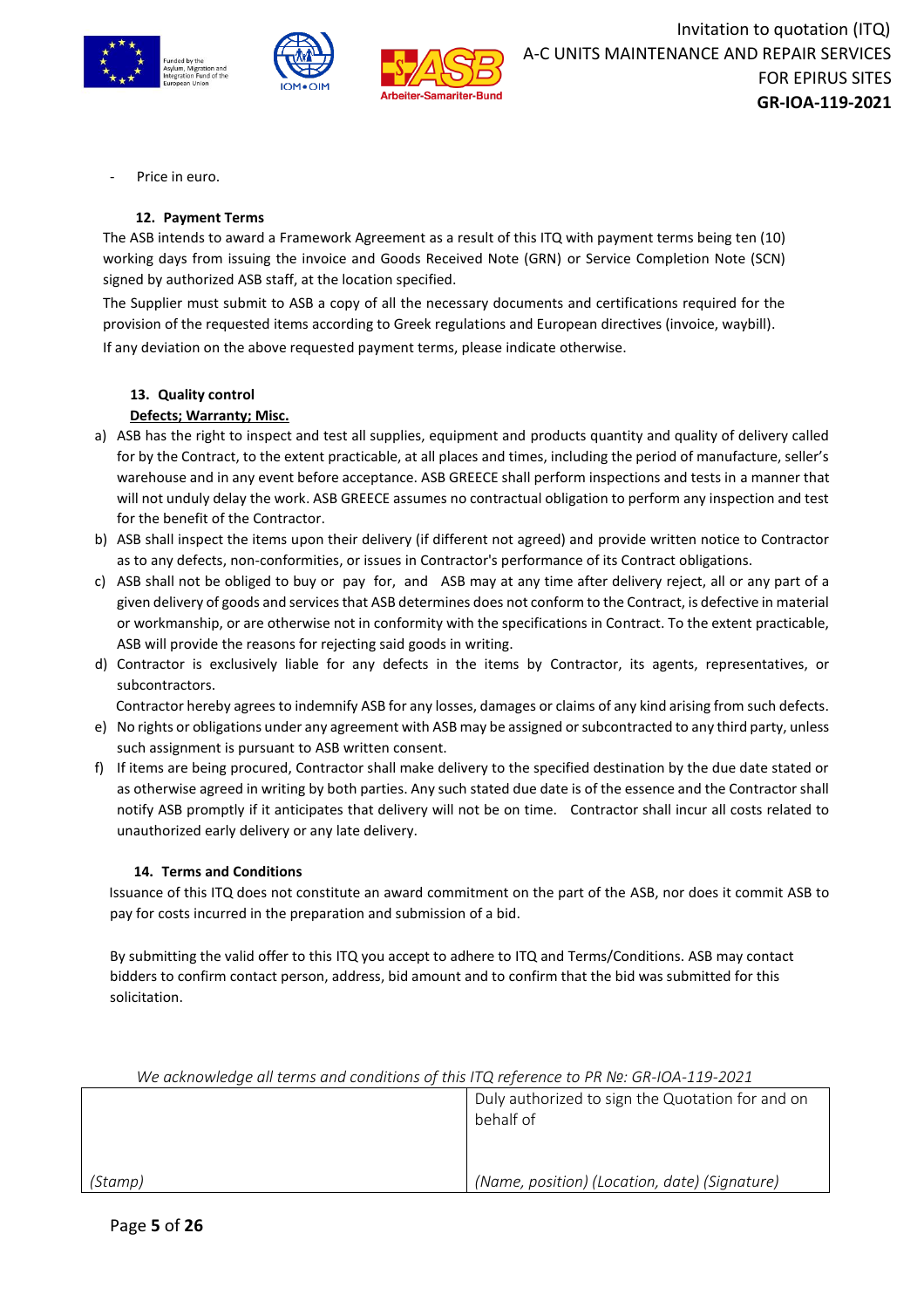- Price in euro.

### 12. Payment Terms

The ASB intends to award a Framework Agreement as a result of this ITQ with payment terms being ten (10) working days from issuing the invoice and Goods Received Note (GRN) or Service Completion Note (SCN) signed by authorized ASB staff, at the location specified.

The Supplier must submit to ASB a copy of all the necessary documents and certifications required for the provision of the requested items according to Greek regulations and European directives (invoice, waybill).

If any deviation on the above requested payment terms, please indicate otherwise.

### 13. Quality control

**Defects; Warranty; Misc.**

a) ASB has the right to inspect and test all supplies, equipment and products quantity and quality of delivery called for by the Contract, to the extent practicable, at all places and times, including the period of manufacture, seller's warehouse and in any event before acceptance. ASB GREECE shall perform inspections and tests in a manner that will not unduly delay the work. ASB GREECE assumes no contractual obligation to perform any inspection and test for the benefit of the Contractor.

b) ASB shall inspect the items upon their delivery (if different not agreed) and provide written notice to Contractor as to any defects, non-conformities, or issues in Contractor's performance of its Contract obligations.

c) ASB shall not be obliged to buy or pay for, and ASB may at any time after delivery reject, all or any part of a given delivery of goods and services that ASB determines does not conform to the Contract, is defective in material or workmanship, or are otherwise not in conformity with the specifications in Contract. To the extent practicable, ASB will provide the reasons for rejecting said goods in writing.

d) Contractor is exclusively liable for any defects in the items by Contractor, its agents, representatives, or subcontractors.

Contractor hereby agrees to indemnify ASB for any losses, damages or claims of any kind arising from such defects.

e) No rights or obligations under any agreement with ASB may be assigned or subcontracted to any third party, unless such assignment is pursuant to ASB written consent.

f) If items are being procured, Contractor shall make delivery to the specified destination by the due date stated or as otherwise agreed in writing by both parties. Any such stated due date is of the essence and the Contractor shall notify ASB promptly if it anticipates that delivery will not be on time. Contractor shall incur all costs related to unauthorized early delivery or any late delivery.

### 14. Terms and Conditions

Issuance of this ITQ does not constitute an award commitment on the part of the ASB, nor does it commit ASB to pay for costs incurred in the preparation and submission of a bid.

By submitting the valid offer to this ITQ you accept to adhere to ITQ and Terms/Conditions. ASB may contact bidders to confirm contact person, address, bid amount and to confirm that the bid was submitted for this solicitation.

*We acknowledge all terms and conditions of this ITQ reference to PR №: GR-IOA-119-2021*

| | Duly authorized to sign the Quotation for and on behalf of |
|---|---|
| *(Stamp)* | *(Name, position) (Location, date) (Signature)* |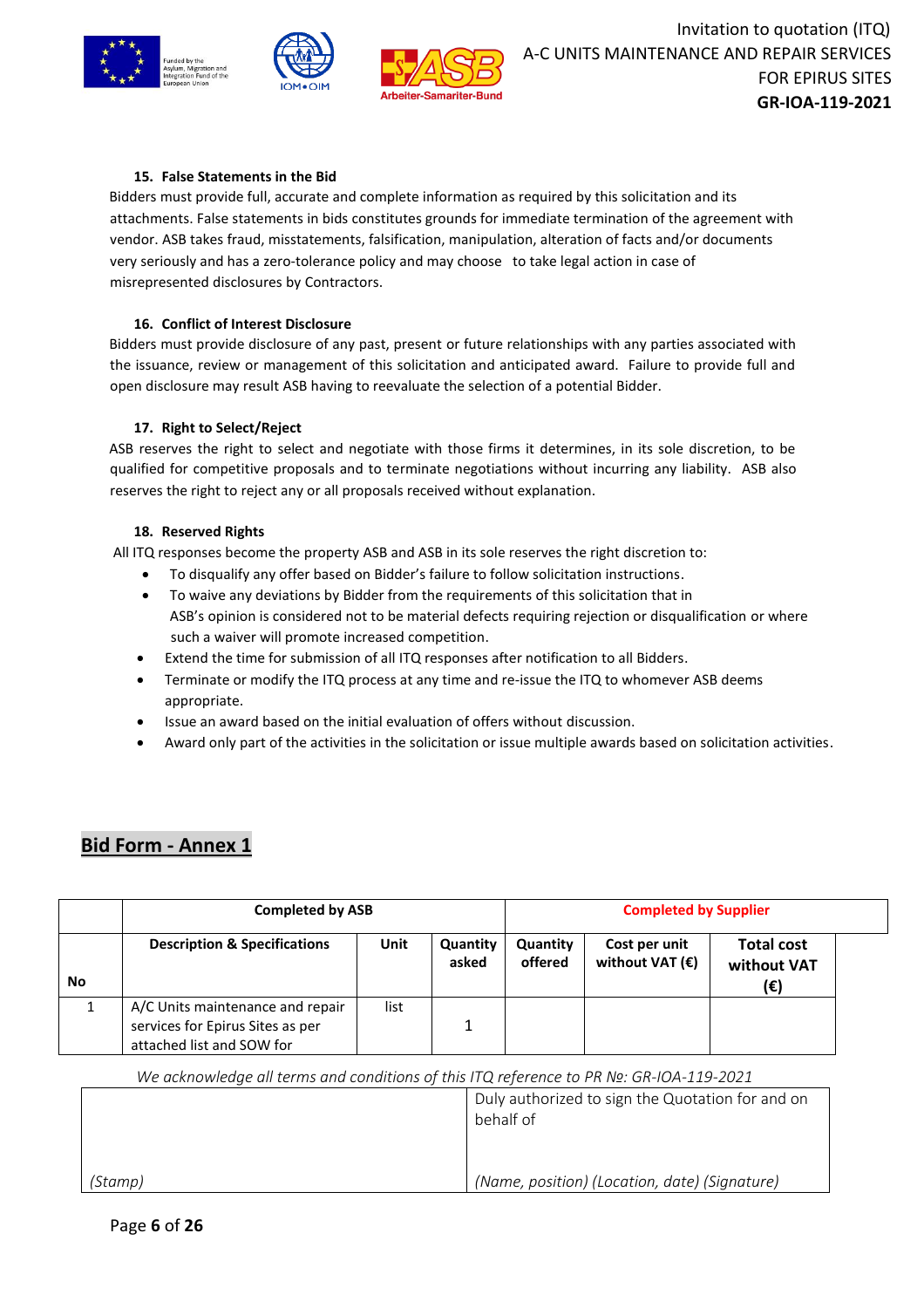#### 15. False Statements in the Bid

Bidders must provide full, accurate and complete information as required by this solicitation and its attachments. False statements in bids constitutes grounds for immediate termination of the agreement with vendor. ASB takes fraud, misstatements, falsification, manipulation, alteration of facts and/or documents very seriously and has a zero-tolerance policy and may choose to take legal action in case of misrepresented disclosures by Contractors.

#### 16. Conflict of Interest Disclosure

Bidders must provide disclosure of any past, present or future relationships with any parties associated with the issuance, review or management of this solicitation and anticipated award. Failure to provide full and open disclosure may result ASB having to reevaluate the selection of a potential Bidder.

#### 17. Right to Select/Reject

ASB reserves the right to select and negotiate with those firms it determines, in its sole discretion, to be qualified for competitive proposals and to terminate negotiations without incurring any liability. ASB also reserves the right to reject any or all proposals received without explanation.

#### 18. Reserved Rights

All ITQ responses become the property ASB and ASB in its sole reserves the right discretion to:

- To disqualify any offer based on Bidder's failure to follow solicitation instructions.
- To waive any deviations by Bidder from the requirements of this solicitation that in ASB's opinion is considered not to be material defects requiring rejection or disqualification or where such a waiver will promote increased competition.
- Extend the time for submission of all ITQ responses after notification to all Bidders.
- Terminate or modify the ITQ process at any time and re-issue the ITQ to whomever ASB deems appropriate.
- Issue an award based on the initial evaluation of offers without discussion.
- Award only part of the activities in the solicitation or issue multiple awards based on solicitation activities.

## Bid Form - Annex 1

| | Completed by ASB | | | Completed by Supplier | | |
|---|---|---|---|---|---|---|
| **No** | **Description & Specifications** | **Unit** | **Quantity asked** | **Quantity offered** | **Cost per unit without VAT (€)** | **Total cost without VAT (€)** |
| 1 | A/C Units maintenance and repair services for Epirus Sites as per attached list and SOW for | list | 1 | | | |

*We acknowledge all terms and conditions of this ITQ reference to PR Nº: GR-IOA-119-2021*

| | Duly authorized to sign the Quotation for and on behalf of |
|---|---|
| *(Stamp)* | *(Name, position) (Location, date) (Signature)* |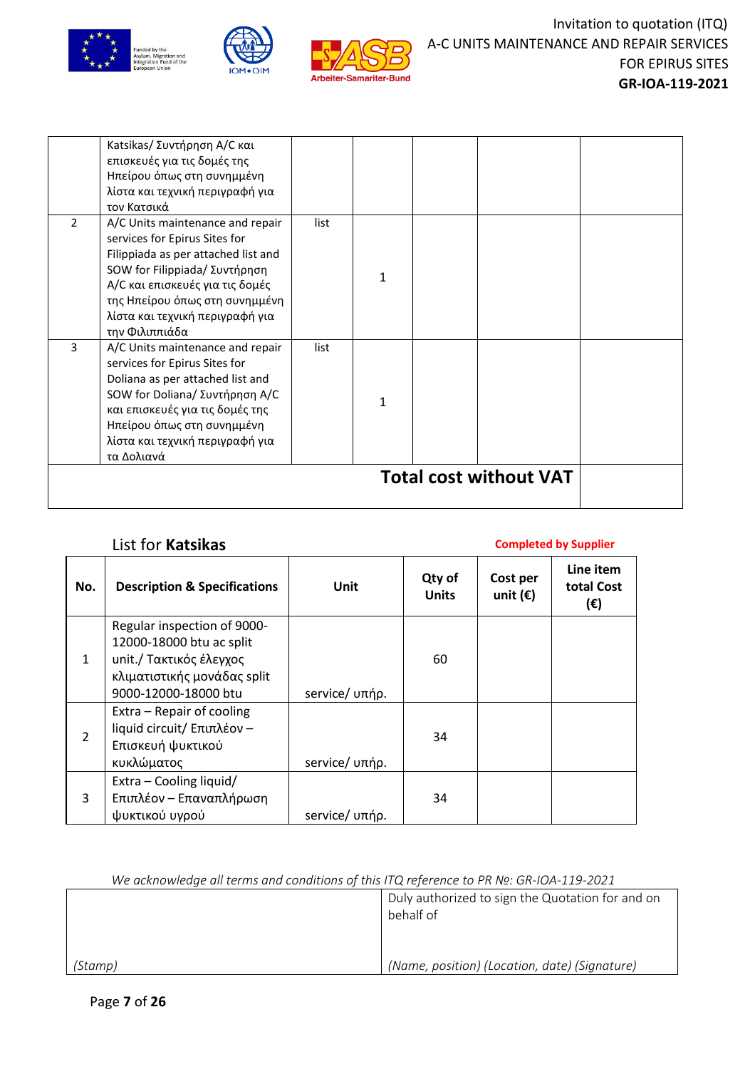| | | | | | | |
|---|---|---|---|---|---|---|
| | Katsikas/ Συντήρηση A/C και επισκευές για τις δομές της Ηπείρου όπως στη συνημμένη λίστα και τεχνική περιγραφή για τον Κατσικά | | | | | |
| 2 | A/C Units maintenance and repair services for Epirus Sites for Filippiada as per attached list and SOW for Filippiada/ Συντήρηση A/C και επισκευές για τις δομές της Ηπείρου όπως στη συνημμένη λίστα και τεχνική περιγραφή για την Φιλιππιάδα | list | 1 | | | |
| 3 | A/C Units maintenance and repair services for Epirus Sites for Doliana as per attached list and SOW for Doliana/ Συντήρηση A/C και επισκευές για τις δομές της Ηπείρου όπως στη συνημμένη λίστα και τεχνική περιγραφή για τα Δολιανά | list | 1 | | | |
| | | | | | **Total cost without VAT** | |

List for **Katsikas**

**Completed by Supplier**

| No. | Description & Specifications | Unit | Qty of Units | Cost per unit (€) | Line item total Cost (€) |
|---|---|---|---|---|---|
| 1 | Regular inspection of 9000-12000-18000 btu ac split unit./ Τακτικός έλεγχος κλιματιστικής μονάδας split 9000-12000-18000 btu | service/ υπηρ. | 60 | | |
| 2 | Extra – Repair of cooling liquid circuit/ Επιπλέον – Επισκευή ψυκτικού κυκλώματος | service/ υπηρ. | 34 | | |
| 3 | Extra – Cooling liquid/ Επιπλέον – Επαναπλήρωση ψυκτικού υγρού | service/ υπηρ. | 34 | | |

*We acknowledge all terms and conditions of this ITQ reference to PR №: GR-IOA-119-2021*

| | |
|---|---|
| *(Stamp)* | Duly authorized to sign the Quotation for and on behalf of<br><br>*(Name, position) (Location, date) (Signature)* |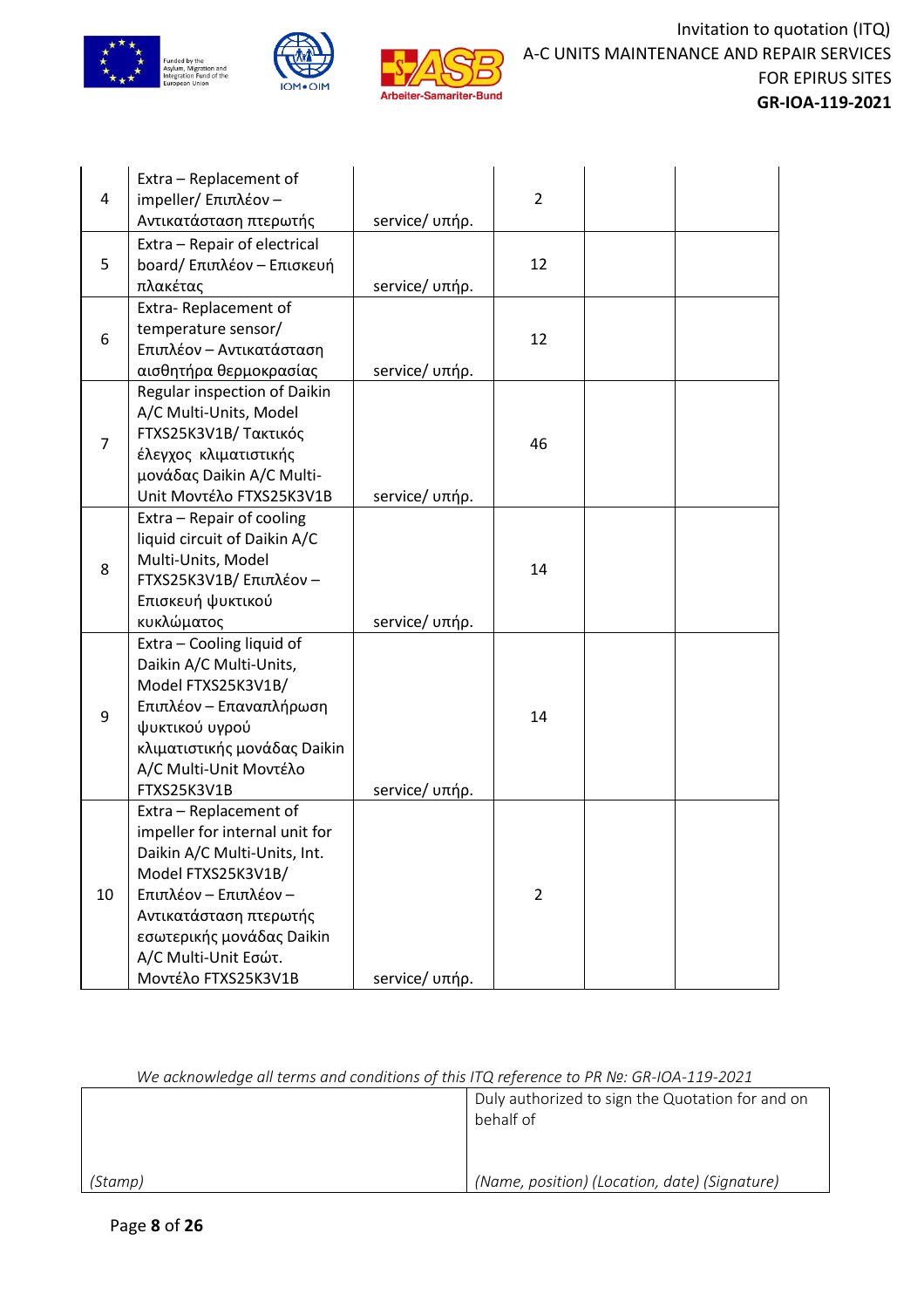| 4 | Extra – Replacement of impeller/ Επιπλέον – Αντικατάσταση πτερωτής | service/ υπήρ. | 2 | | |
|---|---|---|---|---|---|
| 5 | Extra – Repair of electrical board/ Επιπλέον – Επισκευή πλακέτας | service/ υπήρ. | 12 | | |
| 6 | Extra- Replacement of temperature sensor/ Επιπλέον – Αντικατάσταση αισθητήρα θερμοκρασίας | service/ υπήρ. | 12 | | |
| 7 | Regular inspection of Daikin A/C Multi-Units, Model FTXS25K3V1B/ Τακτικός έλεγχος κλιματιστικής μονάδας Daikin A/C Multi-Unit Μοντέλο FTXS25K3V1B | service/ υπήρ. | 46 | | |
| 8 | Extra – Repair of cooling liquid circuit of Daikin A/C Multi-Units, Model FTXS25K3V1B/ Επιπλέον – Επισκευή ψυκτικού κυκλώματος | service/ υπήρ. | 14 | | |
| 9 | Extra – Cooling liquid of Daikin A/C Multi-Units, Model FTXS25K3V1B/ Επιπλέον – Επαναπλήρωση ψυκτικού υγρού κλιματιστικής μονάδας Daikin A/C Multi-Unit Μοντέλο FTXS25K3V1B | service/ υπήρ. | 14 | | |
| 10 | Extra – Replacement of impeller for internal unit for Daikin A/C Multi-Units, Int. Model FTXS25K3V1B/ Επιπλέον – Επιπλέον – Αντικατάσταση πτερωτής εσωτερικής μονάδας Daikin A/C Multi-Unit Εσώτ. Μοντέλο FTXS25K3V1B | service/ υπήρ. | 2 | | |

*We acknowledge all terms and conditions of this ITQ reference to PR №: GR-IOA-119-2021*

| | Duly authorized to sign the Quotation for and on behalf of |
|---|---|
| *(Stamp)* | *(Name, position) (Location, date) (Signature)* |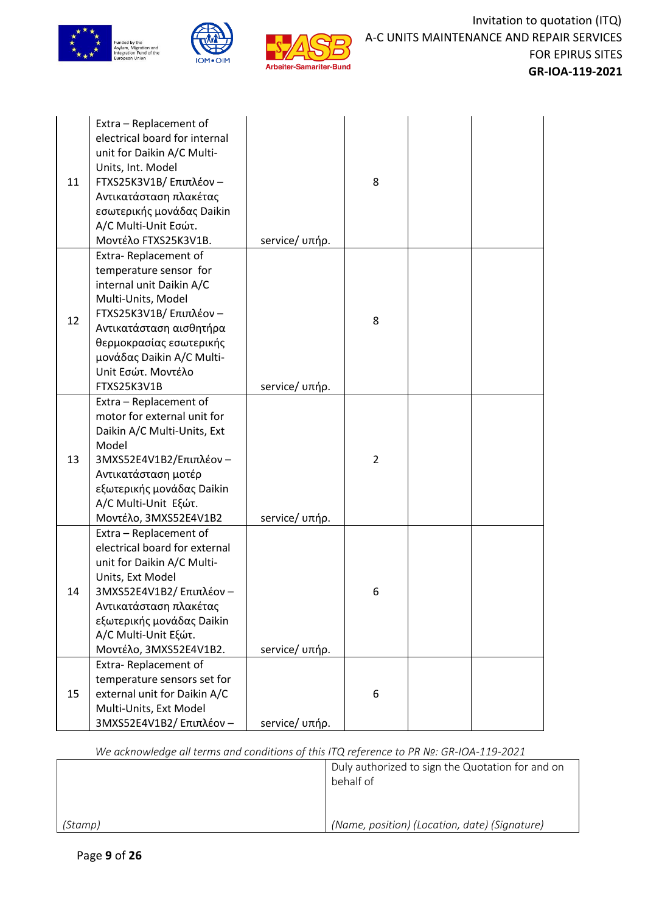| 11 | Extra – Replacement of electrical board for internal unit for Daikin A/C Multi-Units, Int. Model FTXS25K3V1B/ Επιπλέον – Αντικατάσταση πλακέτας εσωτερικής μονάδας Daikin A/C Multi-Unit Εσώτ. Μοντέλο FTXS25K3V1B. | service/ υπήρ. | 8 | | |
|---|---|---|---|---|---|
| 12 | Extra- Replacement of temperature sensor for internal unit Daikin A/C Multi-Units, Model FTXS25K3V1B/ Επιπλέον – Αντικατάσταση αισθητήρα θερμοκρασίας εσωτερικής μονάδας Daikin A/C Multi-Unit Εσώτ. Μοντέλο FTXS25K3V1B | service/ υπήρ. | 8 | | |
| 13 | Extra – Replacement of motor for external unit for Daikin A/C Multi-Units, Ext Model 3MXS52E4V1B2/Επιπλέον – Αντικατάσταση μοτέρ εξωτερικής μονάδας Daikin A/C Multi-Unit Εξώτ. Μοντέλο, 3MXS52E4V1B2 | service/ υπήρ. | 2 | | |
| 14 | Extra – Replacement of electrical board for external unit for Daikin A/C Multi-Units, Ext Model 3MXS52E4V1B2/ Επιπλέον – Αντικατάσταση πλακέτας εξωτερικής μονάδας Daikin A/C Multi-Unit Εξώτ. Μοντέλο, 3MXS52E4V1B2. | service/ υπήρ. | 6 | | |
| 15 | Extra- Replacement of temperature sensors set for external unit for Daikin A/C Multi-Units, Ext Model 3MXS52E4V1B2/ Επιπλέον – | service/ υπήρ. | 6 | | |

*We acknowledge all terms and conditions of this ITQ reference to PR №: GR-IOA-119-2021*

| | Duly authorized to sign the Quotation for and on behalf of |
|---|---|
| *(Stamp)* | *(Name, position) (Location, date) (Signature)* |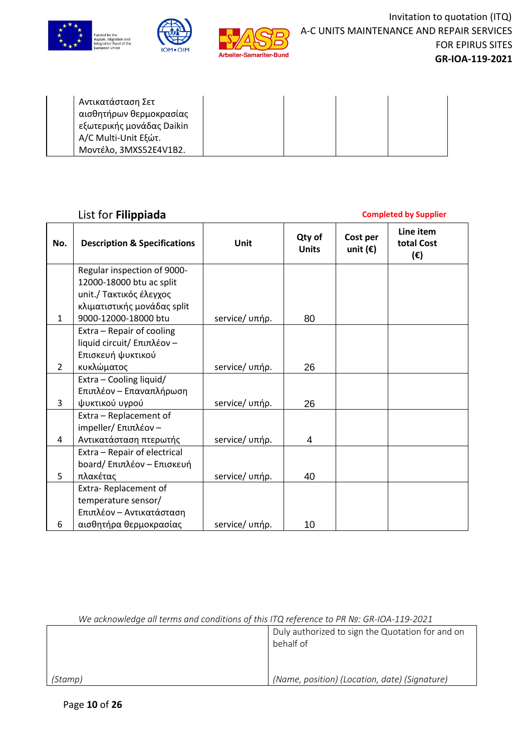|  | Αντικατάσταση Σετ αισθητήρων θερμοκρασίας εξωτερικής μονάδας Daikin A/C Multi-Unit Εξώτ. Μοντέλο, 3MXS52E4V1B2. |  |  |  |
|---|---|---|---|---|

List for **Filippiada** **Completed by Supplier**

| No. | Description & Specifications | Unit | Qty of Units | Cost per unit (€) | Line item total Cost (€) |
|---|---|---|---|---|---|
| 1 | Regular inspection of 9000-12000-18000 btu ac split unit./ Τακτικός έλεγχος κλιματιστικής μονάδας split 9000-12000-18000 btu | service/ υπήρ. | 80 |  |  |
| 2 | Extra – Repair of cooling liquid circuit/ Επιπλέον – Επισκευή ψυκτικού κυκλώματος | service/ υπήρ. | 26 |  |  |
| 3 | Extra – Cooling liquid/ Επιπλέον – Επαναπλήρωση ψυκτικού υγρού | service/ υπήρ. | 26 |  |  |
| 4 | Extra – Replacement of impeller/ Επιπλέον – Αντικατάσταση πτερωτής | service/ υπήρ. | 4 |  |  |
| 5 | Extra – Repair of electrical board/ Επιπλέον – Επισκευή πλακέτας | service/ υπήρ. | 40 |  |  |
| 6 | Extra- Replacement of temperature sensor/ Επιπλέον – Αντικατάσταση αισθητήρα θερμοκρασίας | service/ υπήρ. | 10 |  |  |

*We acknowledge all terms and conditions of this ITQ reference to PR №: GR-IOA-119-2021*

|  | Duly authorized to sign the Quotation for and on behalf of |
|---|---|
| *(Stamp)* | *(Name, position) (Location, date) (Signature)* |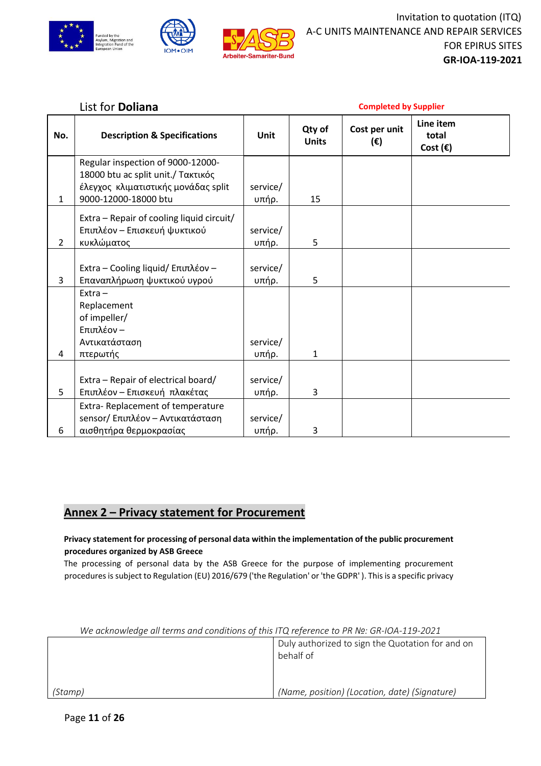List for **Doliana** **Completed by Supplier**

| No. | Description & Specifications | Unit | Qty of Units | Cost per unit (€) | Line item total Cost (€) |
|---|---|---|---|---|---|
| 1 | Regular inspection of 9000-12000-18000 btu ac split unit./ Τακτικός έλεγχος κλιματιστικής μονάδας split 9000-12000-18000 btu | service/ υπήρ. | 15 | | |
| 2 | Extra – Repair of cooling liquid circuit/ Επιπλέον – Επισκευή ψυκτικού κυκλώματος | service/ υπήρ. | 5 | | |
| 3 | Extra – Cooling liquid/ Επιπλέον – Επαναπλήρωση ψυκτικού υγρού | service/ υπήρ. | 5 | | |
| 4 | Extra – Replacement of impeller/ Επιπλέον – Αντικατάσταση πτερωτής | service/ υπήρ. | 1 | | |
| 5 | Extra – Repair of electrical board/ Επιπλέον – Επισκευή πλακέτας | service/ υπήρ. | 3 | | |
| 6 | Extra- Replacement of temperature sensor/ Επιπλέον – Αντικατάσταση αισθητήρα θερμοκρασίας | service/ υπήρ. | 3 | | |

## Annex 2 – Privacy statement for Procurement

**Privacy statement for processing of personal data within the implementation of the public procurement procedures organized by ASB Greece**

The processing of personal data by the ASB Greece for the purpose of implementing procurement procedures is subject to Regulation (EU) 2016/679 ('the Regulation' or 'the GDPR' ). This is a specific privacy

*We acknowledge all terms and conditions of this ITQ reference to PR №: GR-IOA-119-2021*

| | Duly authorized to sign the Quotation for and on behalf of |
|---|---|
| *(Stamp)* | *(Name, position) (Location, date) (Signature)* |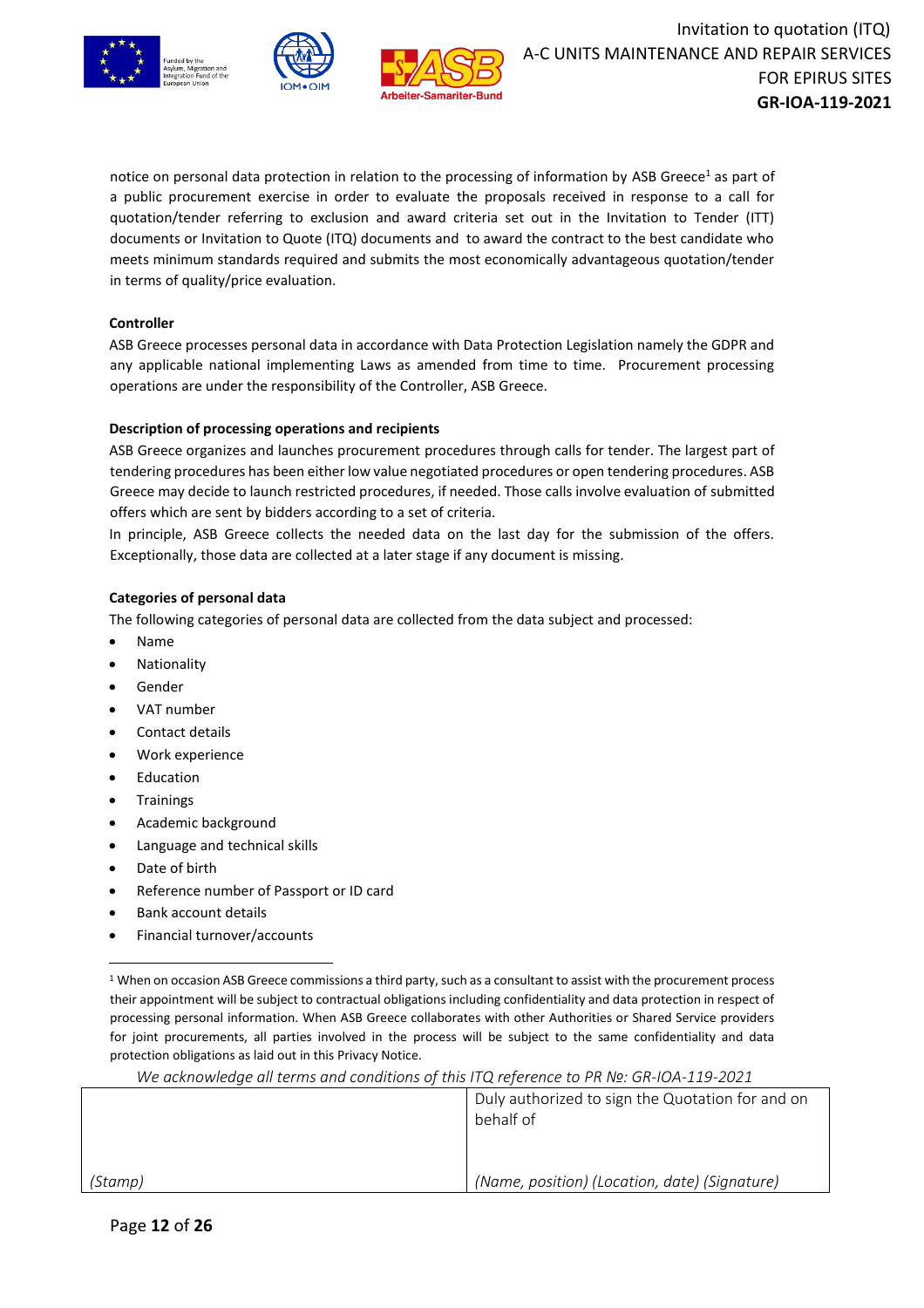notice on personal data protection in relation to the processing of information by ASB Greece[1] as part of a public procurement exercise in order to evaluate the proposals received in response to a call for quotation/tender referring to exclusion and award criteria set out in the Invitation to Tender (ITT) documents or Invitation to Quote (ITQ) documents and to award the contract to the best candidate who meets minimum standards required and submits the most economically advantageous quotation/tender in terms of quality/price evaluation.

**Controller**

ASB Greece processes personal data in accordance with Data Protection Legislation namely the GDPR and any applicable national implementing Laws as amended from time to time. Procurement processing operations are under the responsibility of the Controller, ASB Greece.

**Description of processing operations and recipients**

ASB Greece organizes and launches procurement procedures through calls for tender. The largest part of tendering procedures has been either low value negotiated procedures or open tendering procedures. ASB Greece may decide to launch restricted procedures, if needed. Those calls involve evaluation of submitted offers which are sent by bidders according to a set of criteria.

In principle, ASB Greece collects the needed data on the last day for the submission of the offers. Exceptionally, those data are collected at a later stage if any document is missing.

**Categories of personal data**

The following categories of personal data are collected from the data subject and processed:

- Name
- Nationality
- Gender
- VAT number
- Contact details
- Work experience
- Education
- Trainings
- Academic background
- Language and technical skills
- Date of birth
- Reference number of Passport or ID card
- Bank account details
- Financial turnover/accounts

[1] When on occasion ASB Greece commissions a third party, such as a consultant to assist with the procurement process their appointment will be subject to contractual obligations including confidentiality and data protection in respect of processing personal information. When ASB Greece collaborates with other Authorities or Shared Service providers for joint procurements, all parties involved in the process will be subject to the same confidentiality and data protection obligations as laid out in this Privacy Notice.

*We acknowledge all terms and conditions of this ITQ reference to PR №: GR-IOA-119-2021*

| | Duly authorized to sign the Quotation for and on behalf of |
|---|---|
| *(Stamp)* | *(Name, position) (Location, date) (Signature)* |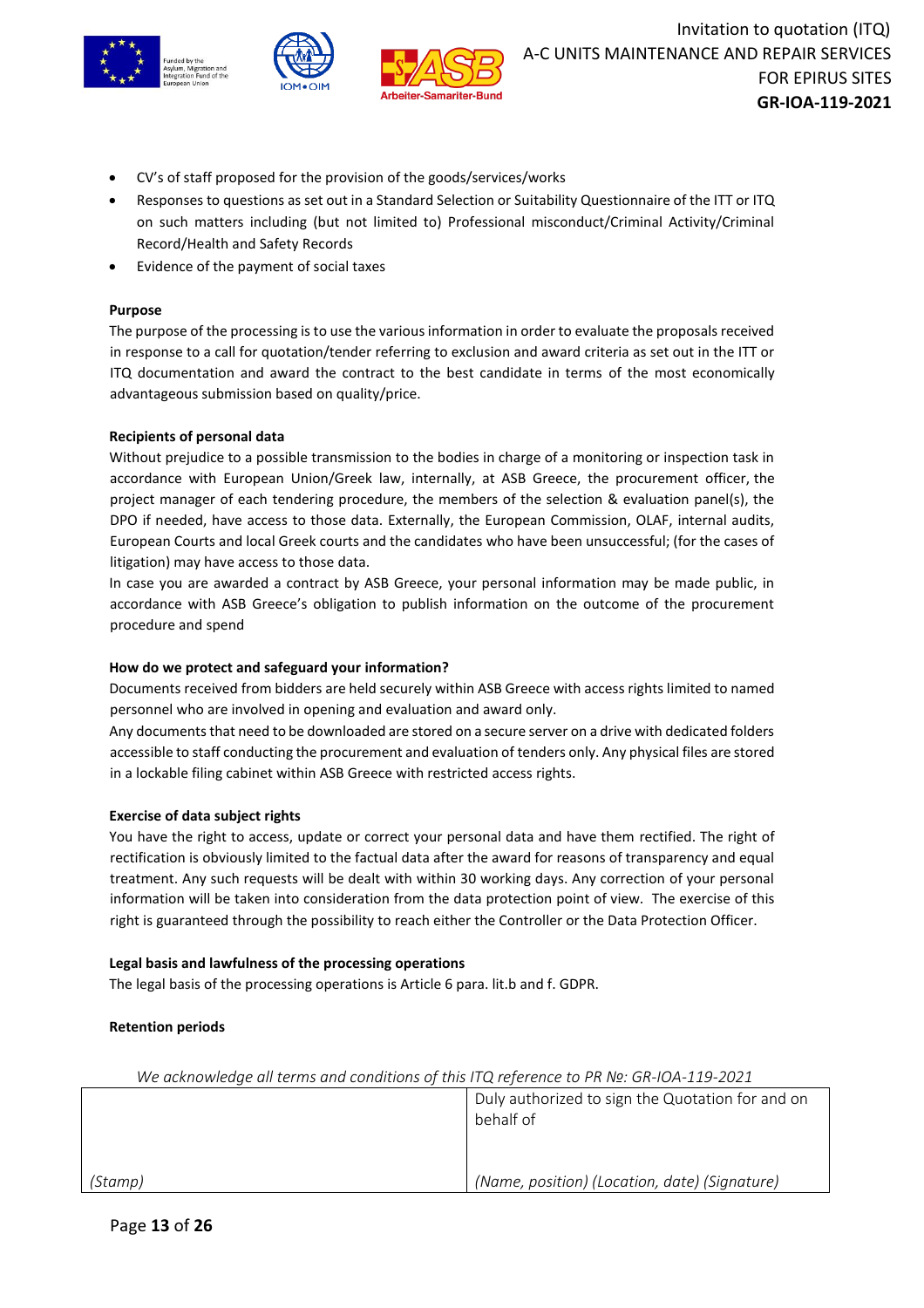- CV's of staff proposed for the provision of the goods/services/works
- Responses to questions as set out in a Standard Selection or Suitability Questionnaire of the ITT or ITQ on such matters including (but not limited to) Professional misconduct/Criminal Activity/Criminal Record/Health and Safety Records
- Evidence of the payment of social taxes

**Purpose**

The purpose of the processing is to use the various information in order to evaluate the proposals received in response to a call for quotation/tender referring to exclusion and award criteria as set out in the ITT or ITQ documentation and award the contract to the best candidate in terms of the most economically advantageous submission based on quality/price.

**Recipients of personal data**

Without prejudice to a possible transmission to the bodies in charge of a monitoring or inspection task in accordance with European Union/Greek law, internally, at ASB Greece, the procurement officer, the project manager of each tendering procedure, the members of the selection & evaluation panel(s), the DPO if needed, have access to those data. Externally, the European Commission, OLAF, internal audits, European Courts and local Greek courts and the candidates who have been unsuccessful; (for the cases of litigation) may have access to those data.

In case you are awarded a contract by ASB Greece, your personal information may be made public, in accordance with ASB Greece's obligation to publish information on the outcome of the procurement procedure and spend

**How do we protect and safeguard your information?**

Documents received from bidders are held securely within ASB Greece with access rights limited to named personnel who are involved in opening and evaluation and award only.

Any documents that need to be downloaded are stored on a secure server on a drive with dedicated folders accessible to staff conducting the procurement and evaluation of tenders only. Any physical files are stored in a lockable filing cabinet within ASB Greece with restricted access rights.

**Exercise of data subject rights**

You have the right to access, update or correct your personal data and have them rectified. The right of rectification is obviously limited to the factual data after the award for reasons of transparency and equal treatment. Any such requests will be dealt with within 30 working days. Any correction of your personal information will be taken into consideration from the data protection point of view. The exercise of this right is guaranteed through the possibility to reach either the Controller or the Data Protection Officer.

**Legal basis and lawfulness of the processing operations**

The legal basis of the processing operations is Article 6 para. lit.b and f. GDPR.

**Retention periods**

*We acknowledge all terms and conditions of this ITQ reference to PR №: GR-IOA-119-2021*

| | Duly authorized to sign the Quotation for and on behalf of |
|---|---|
| *(Stamp)* | *(Name, position) (Location, date) (Signature)* |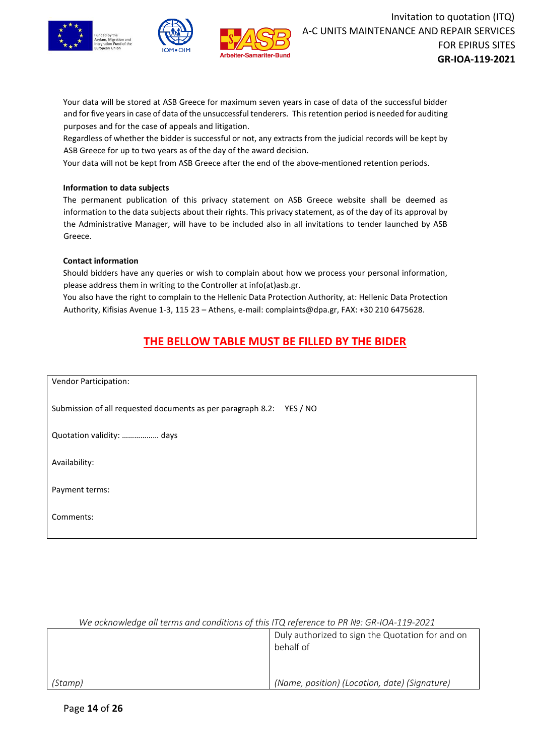Your data will be stored at ASB Greece for maximum seven years in case of data of the successful bidder and for five years in case of data of the unsuccessful tenderers. This retention period is needed for auditing purposes and for the case of appeals and litigation.
Regardless of whether the bidder is successful or not, any extracts from the judicial records will be kept by ASB Greece for up to two years as of the day of the award decision.
Your data will not be kept from ASB Greece after the end of the above-mentioned retention periods.

**Information to data subjects**

The permanent publication of this privacy statement on ASB Greece website shall be deemed as information to the data subjects about their rights. This privacy statement, as of the day of its approval by the Administrative Manager, will have to be included also in all invitations to tender launched by ASB Greece.

**Contact information**

Should bidders have any queries or wish to complain about how we process your personal information, please address them in writing to the Controller at info(at)asb.gr.
You also have the right to complain to the Hellenic Data Protection Authority, at: Hellenic Data Protection Authority, Kifisias Avenue 1-3, 115 23 – Athens, e-mail: complaints@dpa.gr, FAX: +30 210 6475628.

## THE BELLOW TABLE MUST BE FILLED BY THE BIDER

| Vendor Participation: |
|---|
| Submission of all requested documents as per paragraph 8.2: YES / NO |
| Quotation validity: ……………… days |
| Availability: |
| Payment terms: |
| Comments: |

*We acknowledge all terms and conditions of this ITQ reference to PR Nº: GR-IOA-119-2021*

| | Duly authorized to sign the Quotation for and on behalf of |
|---|---|
| *(Stamp)* | *(Name, position) (Location, date) (Signature)* |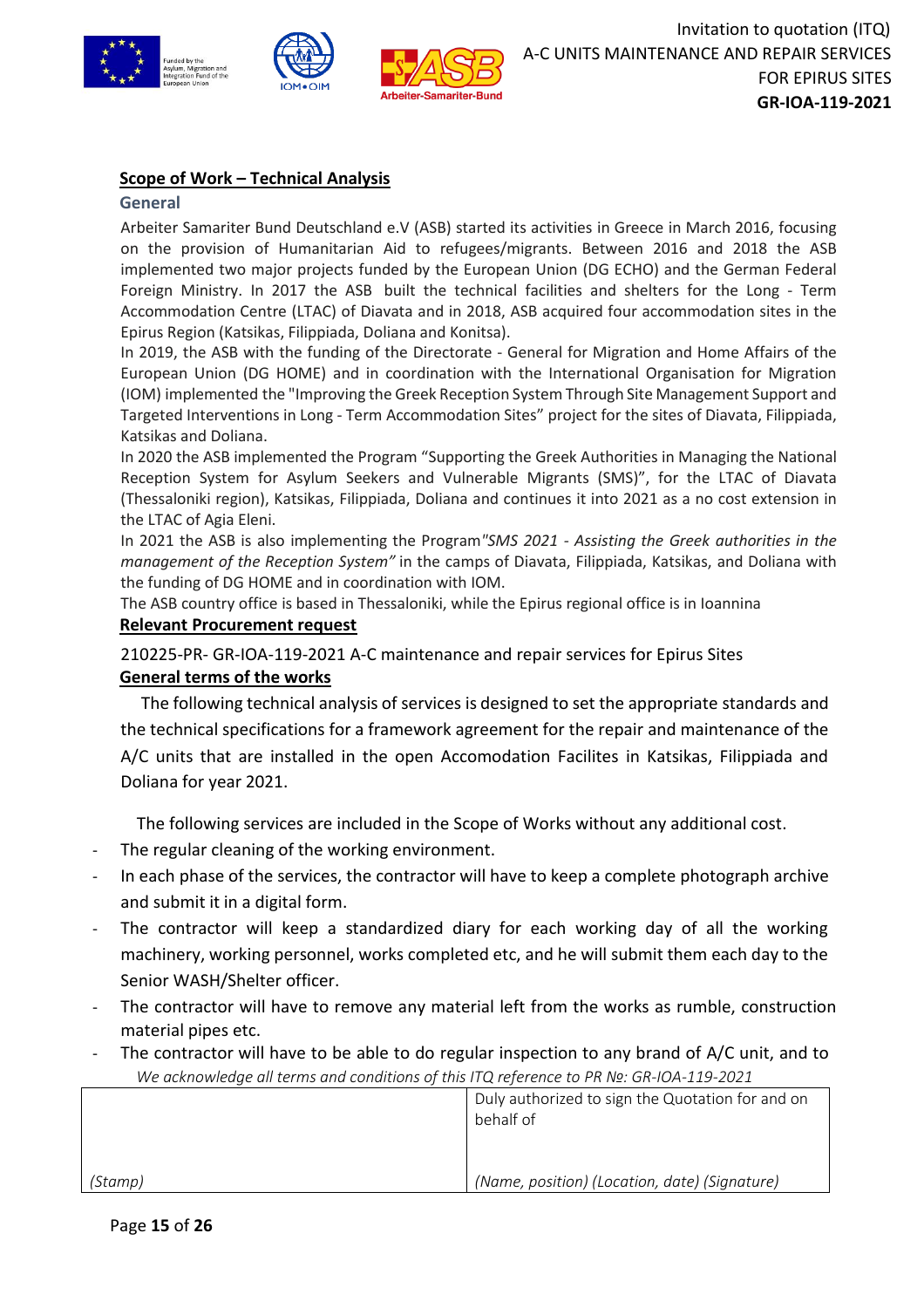## Scope of Work – Technical Analysis

### General

Arbeiter Samariter Bund Deutschland e.V (ASB) started its activities in Greece in March 2016, focusing on the provision of Humanitarian Aid to refugees/migrants. Between 2016 and 2018 the ASB implemented two major projects funded by the European Union (DG ECHO) and the German Federal Foreign Ministry. In 2017 the ASB built the technical facilities and shelters for the Long - Term Accommodation Centre (LTAC) of Diavata and in 2018, ASB acquired four accommodation sites in the Epirus Region (Katsikas, Filippiada, Doliana and Konitsa).

In 2019, the ASB with the funding of the Directorate - General for Migration and Home Affairs of the European Union (DG HOME) and in coordination with the International Organisation for Migration (IOM) implemented the "Improving the Greek Reception System Through Site Management Support and Targeted Interventions in Long - Term Accommodation Sites" project for the sites of Diavata, Filippiada, Katsikas and Doliana.

In 2020 the ASB implemented the Program "Supporting the Greek Authorities in Managing the National Reception System for Asylum Seekers and Vulnerable Migrants (SMS)", for the LTAC of Diavata (Thessaloniki region), Katsikas, Filippiada, Doliana and continues it into 2021 as a no cost extension in the LTAC of Agia Eleni.

In 2021 the ASB is also implementing the Program *"SMS 2021 - Assisting the Greek authorities in the management of the Reception System"* in the camps of Diavata, Filippiada, Katsikas, and Doliana with the funding of DG HOME and in coordination with IOM.

The ASB country office is based in Thessaloniki, while the Epirus regional office is in Ioannina

**Relevant Procurement request**

210225-PR- GR-IOA-119-2021 A-C maintenance and repair services for Epirus Sites

**General terms of the works**

The following technical analysis of services is designed to set the appropriate standards and the technical specifications for a framework agreement for the repair and maintenance of the A/C units that are installed in the open Accomodation Facilites in Katsikas, Filippiada and Doliana for year 2021.

The following services are included in the Scope of Works without any additional cost.

- The regular cleaning of the working environment.
- In each phase of the services, the contractor will have to keep a complete photograph archive and submit it in a digital form.
- The contractor will keep a standardized diary for each working day of all the working machinery, working personnel, works completed etc, and he will submit them each day to the Senior WASH/Shelter officer.
- The contractor will have to remove any material left from the works as rumble, construction material pipes etc.
- The contractor will have to be able to do regular inspection to any brand of A/C unit, and to

*We acknowledge all terms and conditions of this ITQ reference to PR Nº: GR-IOA-119-2021*

| | Duly authorized to sign the Quotation for and on behalf of |
|---|---|
| *(Stamp)* | *(Name, position) (Location, date) (Signature)* |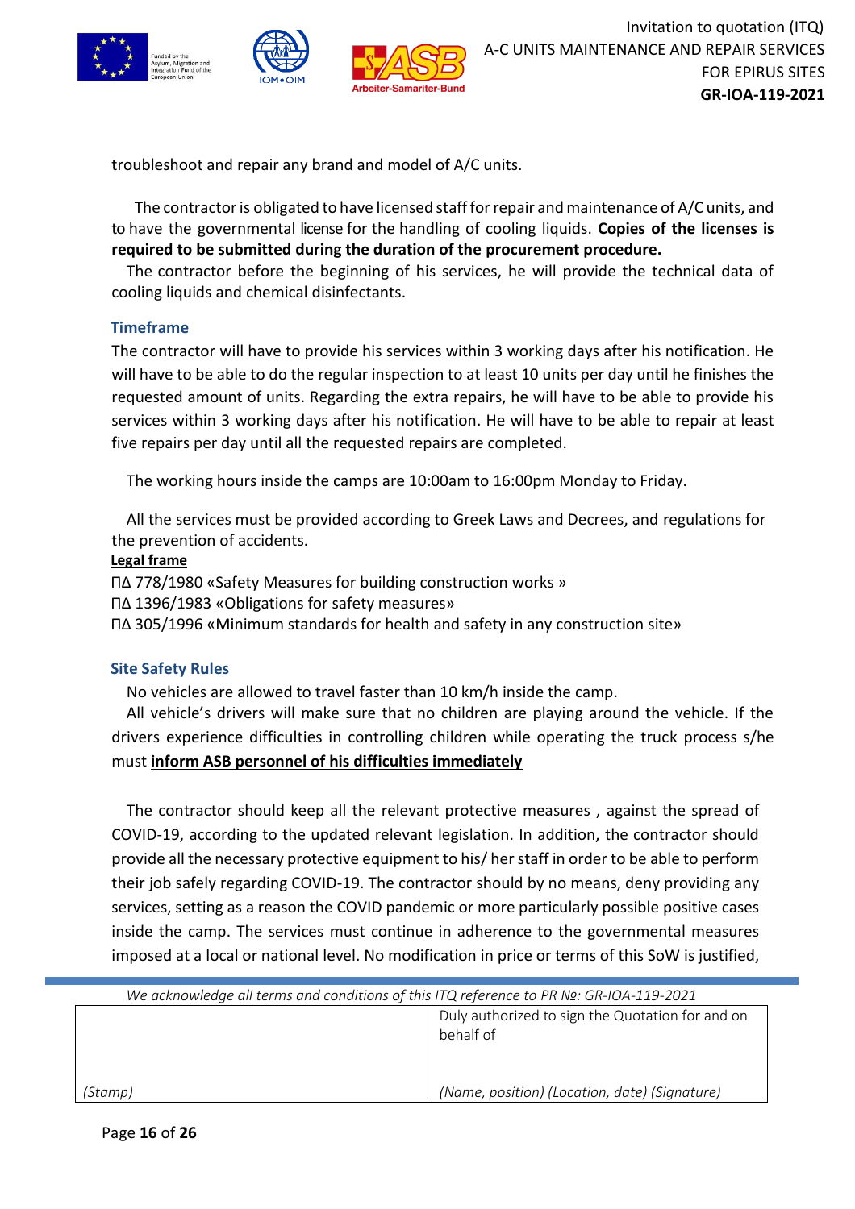troubleshoot and repair any brand and model of A/C units.

The contractor is obligated to have licensed staff for repair and maintenance of A/C units, and to have the governmental license for the handling of cooling liquids. **Copies of the licenses is required to be submitted during the duration of the procurement procedure.**

The contractor before the beginning of his services, he will provide the technical data of cooling liquids and chemical disinfectants.

### Timeframe

The contractor will have to provide his services within 3 working days after his notification. He will have to be able to do the regular inspection to at least 10 units per day until he finishes the requested amount of units. Regarding the extra repairs, he will have to be able to provide his services within 3 working days after his notification. He will have to be able to repair at least five repairs per day until all the requested repairs are completed.

The working hours inside the camps are 10:00am to 16:00pm Monday to Friday.

All the services must be provided according to Greek Laws and Decrees, and regulations for the prevention of accidents.

**Legal frame**

ΠΔ 778/1980 «Safety Measures for building construction works »
ΠΔ 1396/1983 «Obligations for safety measures»
ΠΔ 305/1996 «Minimum standards for health and safety in any construction site»

### Site Safety Rules

No vehicles are allowed to travel faster than 10 km/h inside the camp.

All vehicle's drivers will make sure that no children are playing around the vehicle. If the drivers experience difficulties in controlling children while operating the truck process s/he must **inform ASB personnel of his difficulties immediately**

The contractor should keep all the relevant protective measures , against the spread of COVID-19, according to the updated relevant legislation. In addition, the contractor should provide all the necessary protective equipment to his/ her staff in order to be able to perform their job safely regarding COVID-19. The contractor should by no means, deny providing any services, setting as a reason the COVID pandemic or more particularly possible positive cases inside the camp. The services must continue in adherence to the governmental measures imposed at a local or national level. No modification in price or terms of this SoW is justified,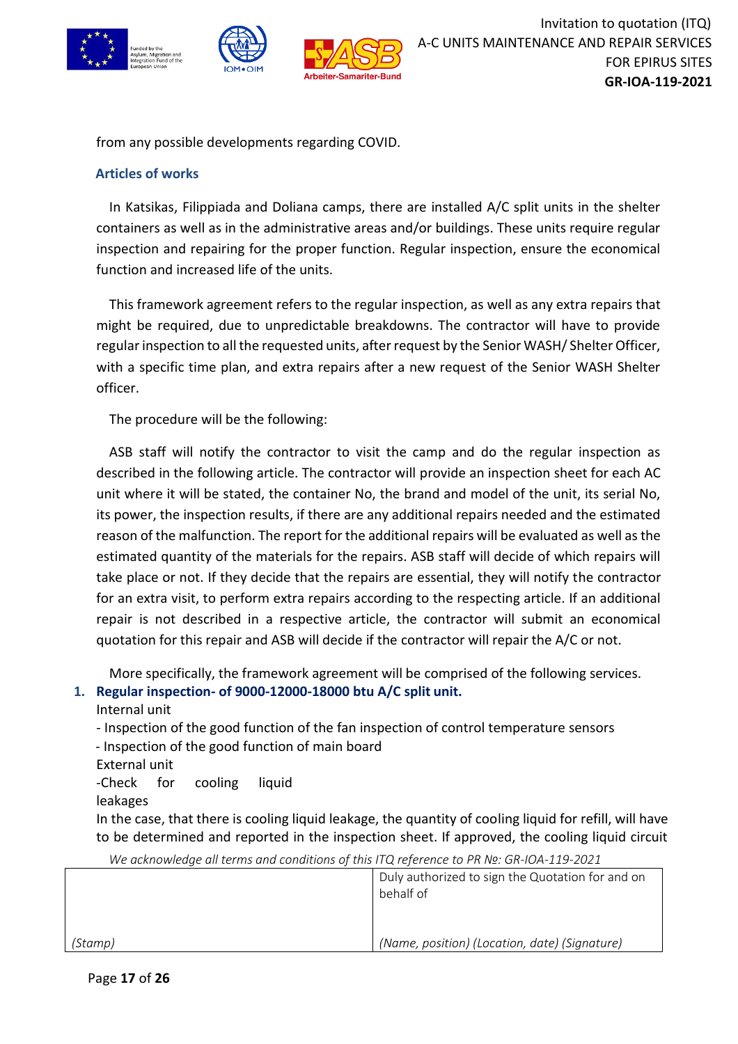from any possible developments regarding COVID.

### Articles of works

In Katsikas, Filippiada and Doliana camps, there are installed A/C split units in the shelter containers as well as in the administrative areas and/or buildings. These units require regular inspection and repairing for the proper function. Regular inspection, ensure the economical function and increased life of the units.

This framework agreement refers to the regular inspection, as well as any extra repairs that might be required, due to unpredictable breakdowns. The contractor will have to provide regular inspection to all the requested units, after request by the Senior WASH/ Shelter Officer, with a specific time plan, and extra repairs after a new request of the Senior WASH Shelter officer.

The procedure will be the following:

ASB staff will notify the contractor to visit the camp and do the regular inspection as described in the following article. The contractor will provide an inspection sheet for each AC unit where it will be stated, the container No, the brand and model of the unit, its serial No, its power, the inspection results, if there are any additional repairs needed and the estimated reason of the malfunction. The report for the additional repairs will be evaluated as well as the estimated quantity of the materials for the repairs. ASB staff will decide of which repairs will take place or not. If they decide that the repairs are essential, they will notify the contractor for an extra visit, to perform extra repairs according to the respecting article. If an additional repair is not described in a respective article, the contractor will submit an economical quotation for this repair and ASB will decide if the contractor will repair the A/C or not.

More specifically, the framework agreement will be comprised of the following services.

1. **Regular inspection- of 9000-12000-18000 btu A/C split unit.**

Internal unit

- Inspection of the good function of the fan inspection of control temperature sensors
- Inspection of the good function of main board

External unit

-Check for cooling liquid leakages

In the case, that there is cooling liquid leakage, the quantity of cooling liquid for refill, will have to be determined and reported in the inspection sheet. If approved, the cooling liquid circuit

*We acknowledge all terms and conditions of this ITQ reference to PR №: GR-IOA-119-2021*

| | Duly authorized to sign the Quotation for and on behalf of |
|---|---|
| *(Stamp)* | *(Name, position) (Location, date) (Signature)* |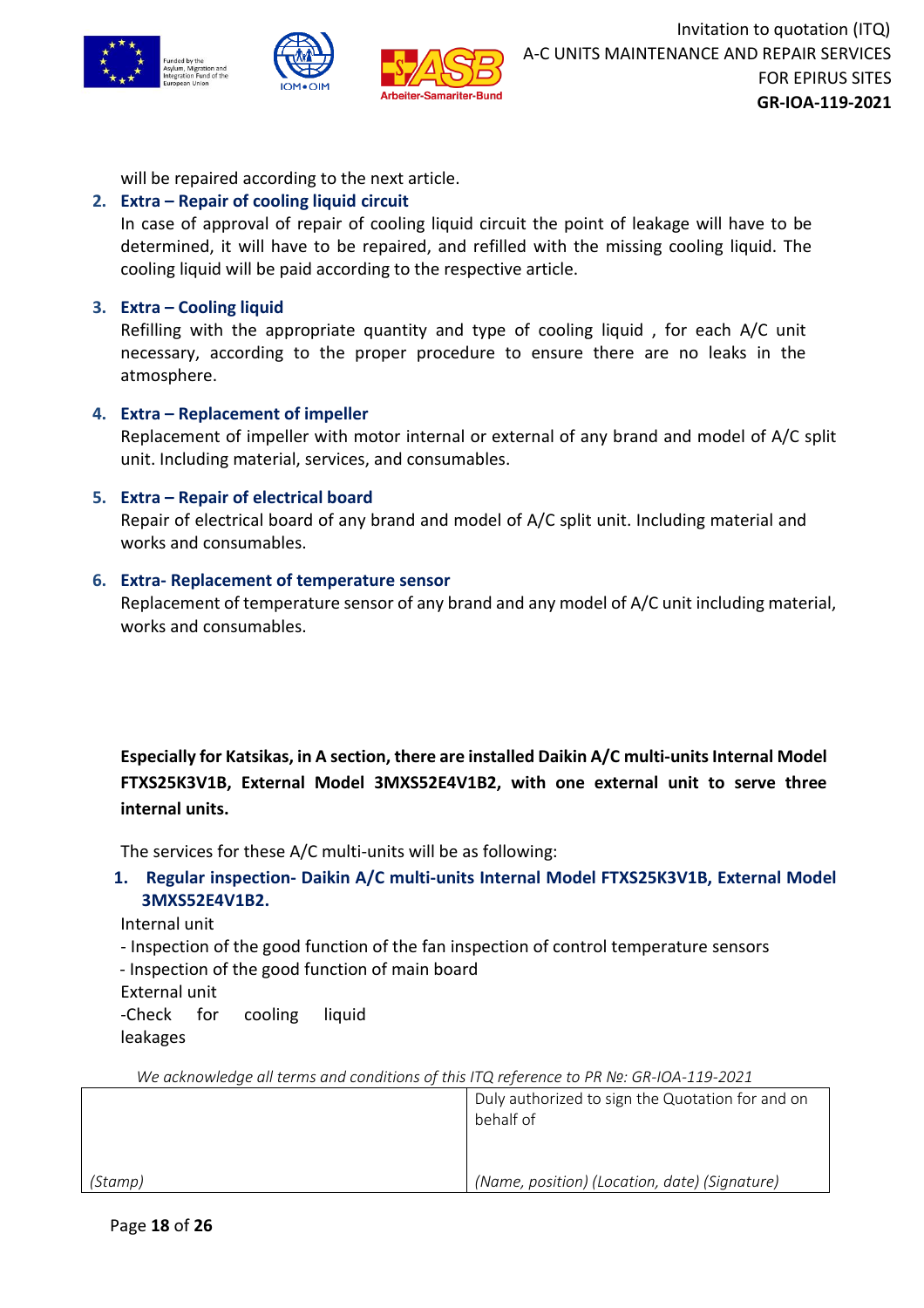will be repaired according to the next article.

2. **Extra – Repair of cooling liquid circuit**
   In case of approval of repair of cooling liquid circuit the point of leakage will have to be determined, it will have to be repaired, and refilled with the missing cooling liquid. The cooling liquid will be paid according to the respective article.

3. **Extra – Cooling liquid**
   Refilling with the appropriate quantity and type of cooling liquid , for each A/C unit necessary, according to the proper procedure to ensure there are no leaks in the atmosphere.

4. **Extra – Replacement of impeller**
   Replacement of impeller with motor internal or external of any brand and model of A/C split unit. Including material, services, and consumables.

5. **Extra – Repair of electrical board**
   Repair of electrical board of any brand and model of A/C split unit. Including material and works and consumables.

6. **Extra- Replacement of temperature sensor**
   Replacement of temperature sensor of any brand and any model of A/C unit including material, works and consumables.

**Especially for Katsikas, in A section, there are installed Daikin A/C multi-units Internal Model FTXS25K3V1B, External Model 3MXS52E4V1B2, with one external unit to serve three internal units.**

The services for these A/C multi-units will be as following:

1. **Regular inspection- Daikin A/C multi-units Internal Model FTXS25K3V1B, External Model 3MXS52E4V1B2.**

Internal unit
- Inspection of the good function of the fan inspection of control temperature sensors
- Inspection of the good function of main board

External unit
-Check for cooling liquid leakages

*We acknowledge all terms and conditions of this ITQ reference to PR №: GR-IOA-119-2021*

| | Duly authorized to sign the Quotation for and on behalf of |
|---|---|
| *(Stamp)* | *(Name, position) (Location, date) (Signature)* |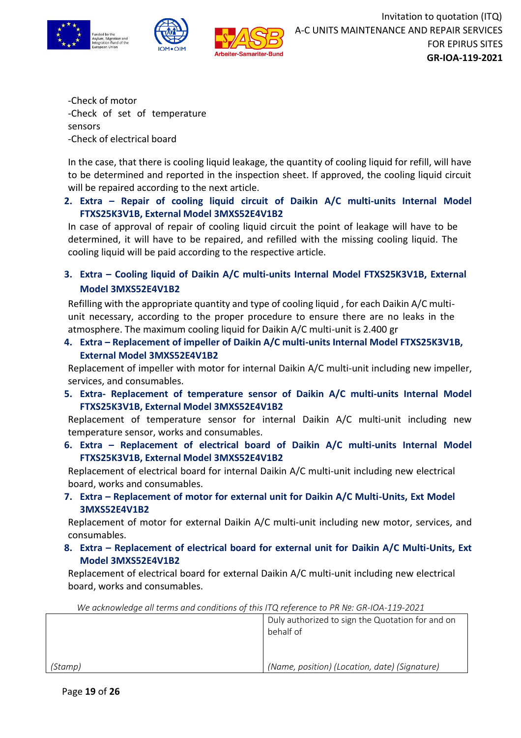-Check of motor
-Check of set of temperature sensors
-Check of electrical board

In the case, that there is cooling liquid leakage, the quantity of cooling liquid for refill, will have to be determined and reported in the inspection sheet. If approved, the cooling liquid circuit will be repaired according to the next article.

2. **Extra – Repair of cooling liquid circuit of Daikin A/C multi-units Internal Model FTXS25K3V1B, External Model 3MXS52E4V1B2**

   In case of approval of repair of cooling liquid circuit the point of leakage will have to be determined, it will have to be repaired, and refilled with the missing cooling liquid. The cooling liquid will be paid according to the respective article.

3. **Extra – Cooling liquid of Daikin A/C multi-units Internal Model FTXS25K3V1B, External Model 3MXS52E4V1B2**

   Refilling with the appropriate quantity and type of cooling liquid , for each Daikin A/C multi-unit necessary, according to the proper procedure to ensure there are no leaks in the atmosphere. The maximum cooling liquid for Daikin A/C multi-unit is 2.400 gr

4. **Extra – Replacement of impeller of Daikin A/C multi-units Internal Model FTXS25K3V1B, External Model 3MXS52E4V1B2**

   Replacement of impeller with motor for internal Daikin A/C multi-unit including new impeller, services, and consumables.

5. **Extra- Replacement of temperature sensor of Daikin A/C multi-units Internal Model FTXS25K3V1B, External Model 3MXS52E4V1B2**

   Replacement of temperature sensor for internal Daikin A/C multi-unit including new temperature sensor, works and consumables.

6. **Extra – Replacement of electrical board of Daikin A/C multi-units Internal Model FTXS25K3V1B, External Model 3MXS52E4V1B2**

   Replacement of electrical board for internal Daikin A/C multi-unit including new electrical board, works and consumables.

7. **Extra – Replacement of motor for external unit for Daikin A/C Multi-Units, Ext Model 3MXS52E4V1B2**

   Replacement of motor for external Daikin A/C multi-unit including new motor, services, and consumables.

8. **Extra – Replacement of electrical board for external unit for Daikin A/C Multi-Units, Ext Model 3MXS52E4V1B2**

   Replacement of electrical board for external Daikin A/C multi-unit including new electrical board, works and consumables.

*We acknowledge all terms and conditions of this ITQ reference to PR №: GR-IOA-119-2021*

| | Duly authorized to sign the Quotation for and on behalf of |
|---|---|
| *(Stamp)* | *(Name, position) (Location, date) (Signature)* |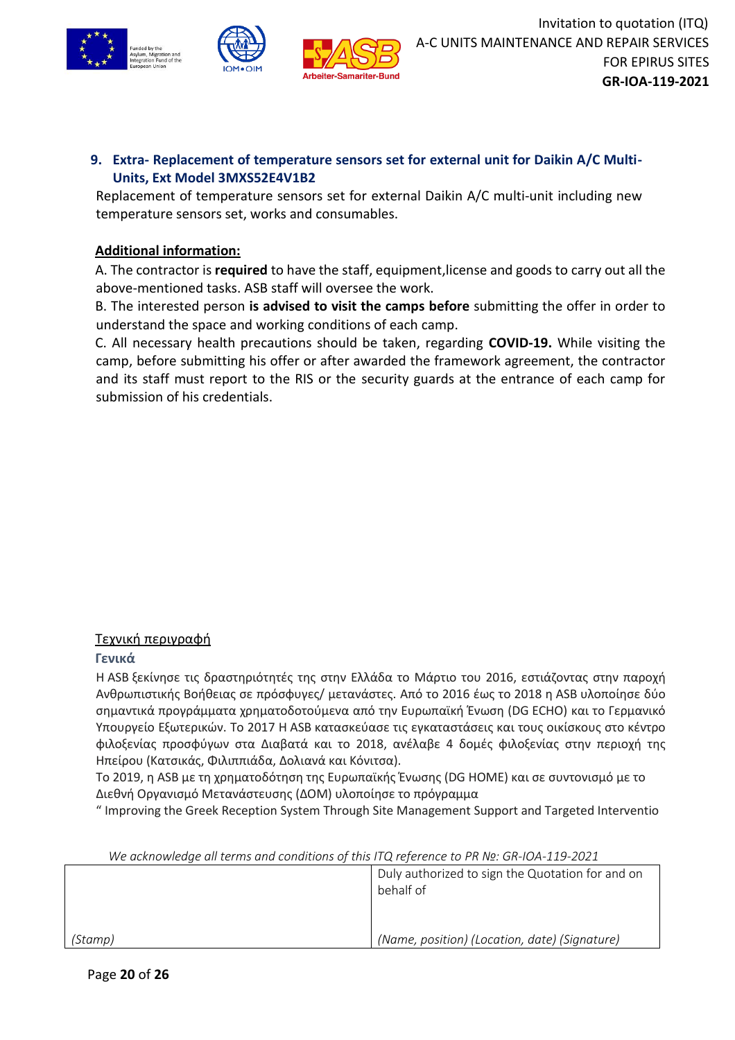**9. Extra- Replacement of temperature sensors set for external unit for Daikin A/C Multi-Units, Ext Model 3MXS52E4V1B2**

Replacement of temperature sensors set for external Daikin A/C multi-unit including new temperature sensors set, works and consumables.

**Additional information:**

A. The contractor is **required** to have the staff, equipment,license and goods to carry out all the above-mentioned tasks. ASB staff will oversee the work.

B. The interested person **is advised to visit the camps before** submitting the offer in order to understand the space and working conditions of each camp.

C. All necessary health precautions should be taken, regarding **COVID-19.** While visiting the camp, before submitting his offer or after awarded the framework agreement, the contractor and its staff must report to the RIS or the security guards at the entrance of each camp for submission of his credentials.

Τεχνική περιγραφή

**Γενικά**

Η ASB ξεκίνησε τις δραστηριότητές της στην Ελλάδα το Μάρτιο του 2016, εστιάζοντας στην παροχή Ανθρωπιστικής Βοήθειας σε πρόσφυγες/ μετανάστες. Από το 2016 έως το 2018 η ASB υλοποίησε δύο σημαντικά προγράμματα χρηματοδοτούμενα από την Ευρωπαϊκή Ένωση (DG ECHO) και το Γερμανικό Υπουργείο Εξωτερικών. Το 2017 Η ASB κατασκεύασε τις εγκαταστάσεις και τους οικίσκους στο κέντρο φιλοξενίας προσφύγων στα Διαβατά και το 2018, ανέλαβε 4 δομές φιλοξενίας στην περιοχή της Ηπείρου (Κατσικάς, Φιλιππιάδα, Δολιανά και Κόνιτσα).

Το 2019, η ASB με τη χρηματοδότηση της Ευρωπαϊκής Ένωσης (DG HOME) και σε συντονισμό με το Διεθνή Οργανισμό Μετανάστευσης (ΔΟΜ) υλοποίησε το πρόγραμμα

" Improving the Greek Reception System Through Site Management Support and Targeted Interventio

*We acknowledge all terms and conditions of this ITQ reference to PR Nº: GR-IOA-119-2021*

| | Duly authorized to sign the Quotation for and on behalf of |
|---|---|
| *(Stamp)* | *(Name, position) (Location, date) (Signature)* |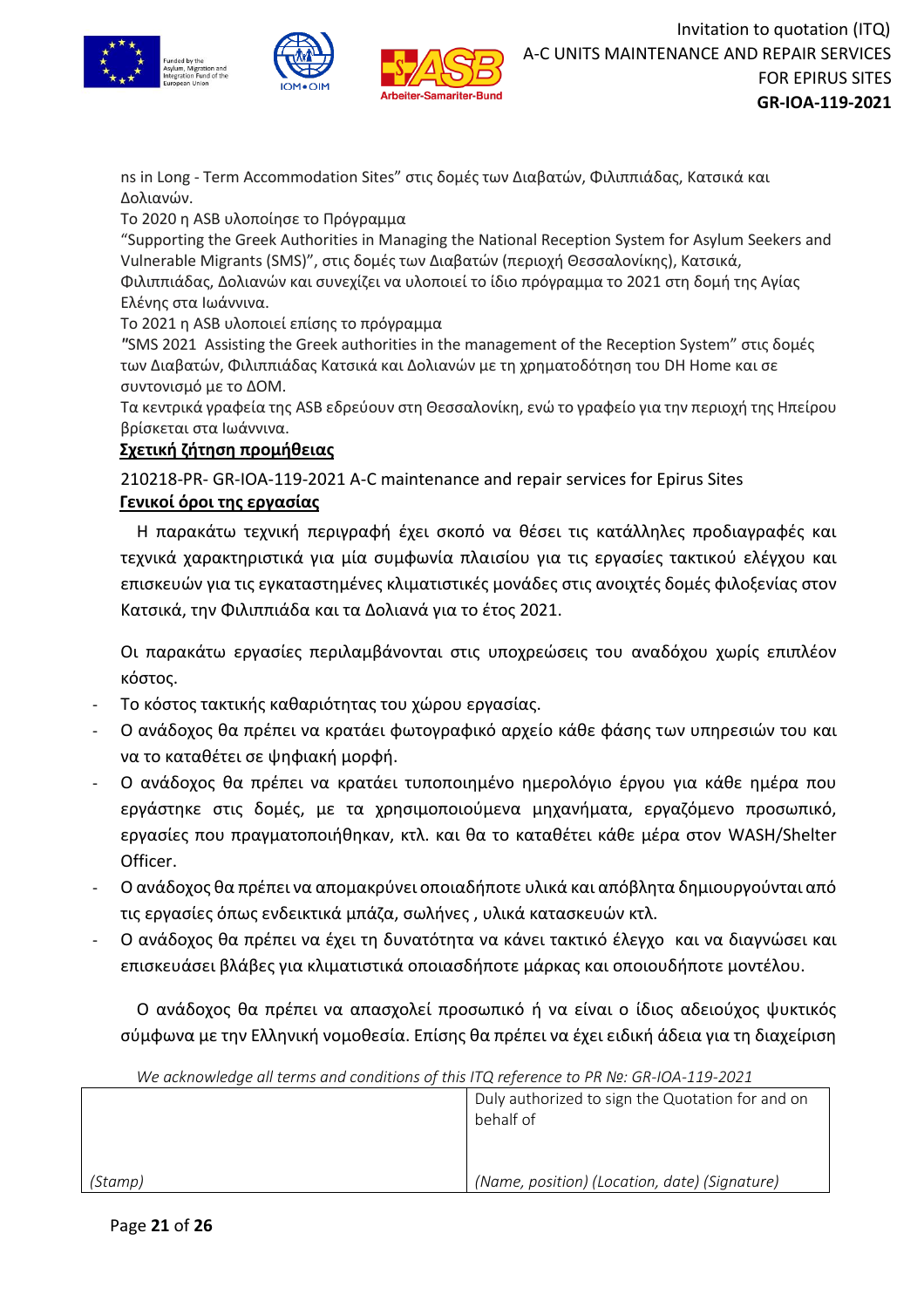ns in Long - Term Accommodation Sites" στις δομές των Διαβατών, Φιλιππιάδας, Κατσικά και Δολιανών.

Το 2020 η ASB υλοποίησε το Πρόγραμμα "Supporting the Greek Authorities in Managing the National Reception System for Asylum Seekers and Vulnerable Migrants (SMS)", στις δομές των Διαβατών (περιοχή Θεσσαλονίκης), Κατσικά, Φιλιππιάδας, Δολιανών και συνεχίζει να υλοποιεί το ίδιο πρόγραμμα το 2021 στη δομή της Αγίας Ελένης στα Ιωάννινα.

Το 2021 η ASB υλοποιεί επίσης το πρόγραμμα "SMS 2021 Assisting the Greek authorities in the management of the Reception System" στις δομές των Διαβατών, Φιλιππιάδας Κατσικά και Δολιανών με τη χρηματοδότηση του DH Home και σε συντονισμό με το ΔΟΜ.

Τα κεντρικά γραφεία της ASB εδρεύουν στη Θεσσαλονίκη, ενώ το γραφείο για την περιοχή της Ηπείρου βρίσκεται στα Ιωάννινα.

**Σχετική ζήτηση προμήθειας**

210218-PR- GR-IOA-119-2021 A-C maintenance and repair services for Epirus Sites

**Γενικοί όροι της εργασίας**

Η παρακάτω τεχνική περιγραφή έχει σκοπό να θέσει τις κατάλληλες προδιαγραφές και τεχνικά χαρακτηριστικά για μία συμφωνία πλαισίου για τις εργασίες τακτικού ελέγχου και επισκευών για τις εγκαταστημένες κλιματιστικές μονάδες στις ανοιχτές δομές φιλοξενίας στον Κατσικά, την Φιλιππιάδα και τα Δολιανά για το έτος 2021.

Οι παρακάτω εργασίες περιλαμβάνονται στις υποχρεώσεις του αναδόχου χωρίς επιπλέον κόστος.

- Το κόστος τακτικής καθαριότητας του χώρου εργασίας.
- Ο ανάδοχος θα πρέπει να κρατάει φωτογραφικό αρχείο κάθε φάσης των υπηρεσιών του και να το καταθέτει σε ψηφιακή μορφή.
- Ο ανάδοχος θα πρέπει να κρατάει τυποποιημένο ημερολόγιο έργου για κάθε ημέρα που εργάστηκε στις δομές, με τα χρησιμοποιούμενα μηχανήματα, εργαζόμενο προσωπικό, εργασίες που πραγματοποιήθηκαν, κτλ. και θα το καταθέτει κάθε μέρα στον WASH/Shelter Officer.
- Ο ανάδοχος θα πρέπει να απομακρύνει οποιαδήποτε υλικά και απόβλητα δημιουργούνται από τις εργασίες όπως ενδεικτικά μπάζα, σωλήνες , υλικά κατασκευών κτλ.
- Ο ανάδοχος θα πρέπει να έχει τη δυνατότητα να κάνει τακτικό έλεγχο και να διαγνώσει και επισκευάσει βλάβες για κλιματιστικά οποιασδήποτε μάρκας και οποιουδήποτε μοντέλου.

Ο ανάδοχος θα πρέπει να απασχολεί προσωπικό ή να είναι ο ίδιος αδειούχος ψυκτικός σύμφωνα με την Ελληνική νομοθεσία. Επίσης θα πρέπει να έχει ειδική άδεια για τη διαχείριση

*We acknowledge all terms and conditions of this ITQ reference to PR №: GR-IOA-119-2021*

| | Duly authorized to sign the Quotation for and on behalf of |
|---|---|
| *(Stamp)* | *(Name, position) (Location, date) (Signature)* |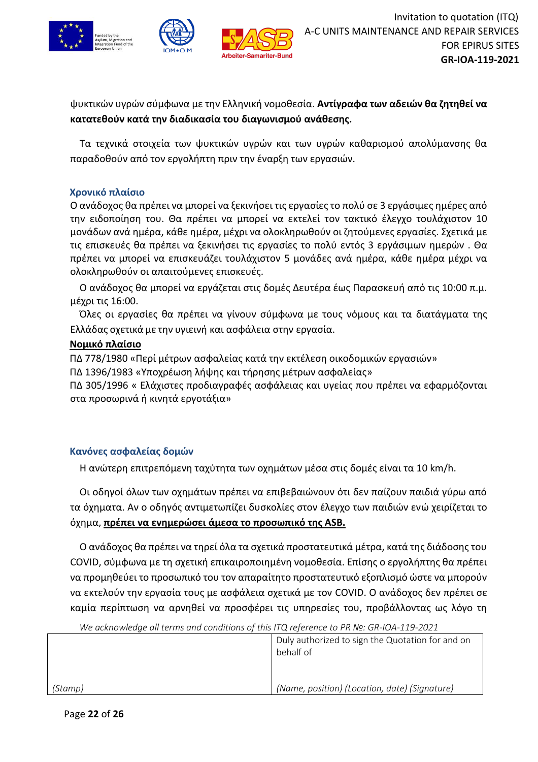ψυκτικών υγρών σύμφωνα με την Ελληνική νομοθεσία. **Αντίγραφα των αδειών θα ζητηθεί να κατατεθούν κατά την διαδικασία του διαγωνισμού ανάθεσης.**

Τα τεχνικά στοιχεία των ψυκτικών υγρών και των υγρών καθαρισμού απολύμανσης θα παραδοθούν από τον εργολήπτη πριν την έναρξη των εργασιών.

### Χρονικό πλαίσιο

Ο ανάδοχος θα πρέπει να μπορεί να ξεκινήσει τις εργασίες το πολύ σε 3 εργάσιμες ημέρες από την ειδοποίηση του. Θα πρέπει να μπορεί να εκτελεί τον τακτικό έλεγχο τουλάχιστον 10 μονάδων ανά ημέρα, κάθε ημέρα, μέχρι να ολοκληρωθούν οι ζητούμενες εργασίες. Σχετικά με τις επισκευές θα πρέπει να ξεκινήσει τις εργασίες το πολύ εντός 3 εργάσιμων ημερών . Θα πρέπει να μπορεί να επισκευάζει τουλάχιστον 5 μονάδες ανά ημέρα, κάθε ημέρα μέχρι να ολοκληρωθούν οι απαιτούμενες επισκευές.

Ο ανάδοχος θα μπορεί να εργάζεται στις δομές Δευτέρα έως Παρασκευή από τις 10:00 π.μ. μέχρι τις 16:00.

Όλες οι εργασίες θα πρέπει να γίνουν σύμφωνα με τους νόμους και τα διατάγματα της Ελλάδας σχετικά με την υγιεινή και ασφάλεια στην εργασία.

**Νομικό πλαίσιο**

ΠΔ 778/1980 «Περί μέτρων ασφαλείας κατά την εκτέλεση οικοδομικών εργασιών»
ΠΔ 1396/1983 «Υποχρέωση λήψης και τήρησης μέτρων ασφαλείας»
ΠΔ 305/1996 « Ελάχιστες προδιαγραφές ασφάλειας και υγείας που πρέπει να εφαρμόζονται στα προσωρινά ή κινητά εργοτάξια»

### Κανόνες ασφαλείας δομών

Η ανώτερη επιτρεπόμενη ταχύτητα των οχημάτων μέσα στις δομές είναι τα 10 km/h.

Οι οδηγοί όλων των οχημάτων πρέπει να επιβεβαιώνουν ότι δεν παίζουν παιδιά γύρω από τα όχηματα. Αν ο οδηγός αντιμετωπίζει δυσκολίες στον έλεγχο των παιδιών ενώ χειρίζεται το όχημα, **πρέπει να ενημερώσει άμεσα το προσωπικό της ASB.**

Ο ανάδοχος θα πρέπει να τηρεί όλα τα σχετικά προστατευτικά μέτρα, κατά της διάδοσης του COVID, σύμφωνα με τη σχετική επικαιροποιημένη νομοθεσία. Επίσης ο εργολήπτης θα πρέπει να προμηθεύει το προσωπικό του τον απαραίτητο προστατευτικό εξοπλισμό ώστε να μπορούν να εκτελούν την εργασία τους με ασφάλεια σχετικά με τον COVID. Ο ανάδοχος δεν πρέπει σε καμία περίπτωση να αρνηθεί να προσφέρει τις υπηρεσίες του, προβάλλοντας ως λόγο τη

*We acknowledge all terms and conditions of this ITQ reference to PR №: GR-IOA-119-2021*

| | Duly authorized to sign the Quotation for and on behalf of |
|---|---|
| *(Stamp)* | *(Name, position) (Location, date) (Signature)* |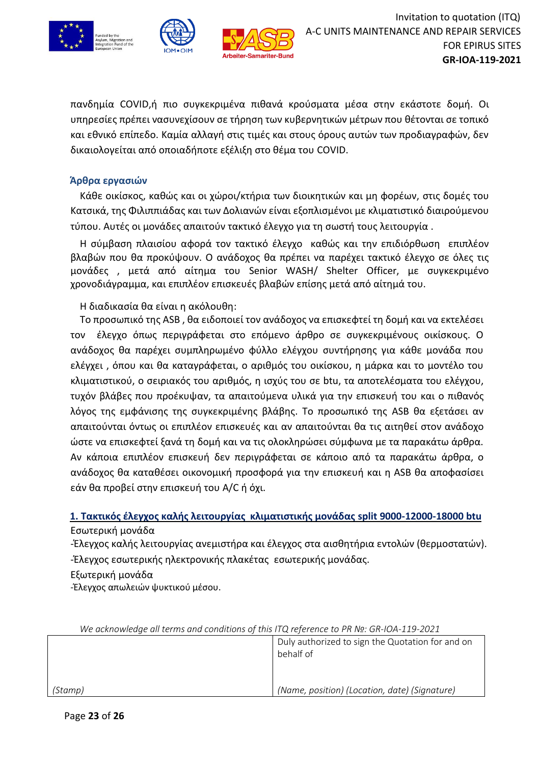πανδημία COVID,ή πιο συγκεκριμένα πιθανά κρούσματα μέσα στην εκάστοτε δομή. Οι υπηρεσίες πρέπει νασυνεχίσουν σε τήρηση των κυβερνητικών μέτρων που θέτονται σε τοπικό και εθνικό επίπεδο. Καμία αλλαγή στις τιμές και στους όρους αυτών των προδιαγραφών, δεν δικαιολογείται από οποιαδήποτε εξέλιξη στο θέμα του COVID.

### Άρθρα εργασιών

Κάθε οικίσκος, καθώς και οι χώροι/κτήρια των διοικητικών και μη φορέων, στις δομές του Κατσικά, της Φιλιππιάδας και των Δολιανών είναι εξοπλισμένοι με κλιματιστικό διαιρούμενου τύπου. Αυτές οι μονάδες απαιτούν τακτικό έλεγχο για τη σωστή τους λειτουργία .

Η σύμβαση πλαισίου αφορά τον τακτικό έλεγχο καθώς και την επιδιόρθωση επιπλέον βλαβών που θα προκύψουν. Ο ανάδοχος θα πρέπει να παρέχει τακτικό έλεγχο σε όλες τις μονάδες , μετά από αίτημα του Senior WASH/ Shelter Officer, με συγκεκριμένο χρονοδιάγραμμα, και επιπλέον επισκευές βλαβών επίσης μετά από αίτημά του.

Η διαδικασία θα είναι η ακόλουθη:

Το προσωπικό της ASB , θα ειδοποιεί τον ανάδοχος να επισκεφτεί τη δομή και να εκτελέσει τον έλεγχο όπως περιγράφεται στο επόμενο άρθρο σε συγκεκριμένους οικίσκους. Ο ανάδοχος θα παρέχει συμπληρωμένο φύλλο ελέγχου συντήρησης για κάθε μονάδα που ελέγχει , όπου και θα καταγράφεται, ο αριθμός του οικίσκου, η μάρκα και το μοντέλο του κλιματιστικού, ο σειριακός του αριθμός, η ισχύς του σε btu, τα αποτελέσματα του ελέγχου, τυχόν βλάβες που προέκυψαν, τα απαιτούμενα υλικά για την επισκευή του και ο πιθανός λόγος της εμφάνισης της συγκεκριμένης βλάβης. Το προσωπικό της ASB θα εξετάσει αν απαιτούνται όντως οι επιπλέον επισκευές και αν απαιτούνται θα τις αιτηθεί στον ανάδοχο ώστε να επισκεφτεί ξανά τη δομή και να τις ολοκληρώσει σύμφωνα με τα παρακάτω άρθρα. Αν κάποια επιπλέον επισκευή δεν περιγράφεται σε κάποιο από τα παρακάτω άρθρα, ο ανάδοχος θα καταθέσει οικονομική προσφορά για την επισκευή και η ASB θα αποφασίσει εάν θα προβεί στην επισκευή του A/C ή όχι.

**1. Τακτικός έλεγχος καλής λειτουργίας κλιματιστικής μονάδας split 9000-12000-18000 btu**

Εσωτερική μονάδα

-Έλεγχος καλής λειτουργίας ανεμιστήρα και έλεγχος στα αισθητήρια εντολών (θερμοστατών).

-Έλεγχος εσωτερικής ηλεκτρονικής πλακέτας εσωτερικής μονάδας.

Εξωτερική μονάδα

-Έλεγχος απωλειών ψυκτικού μέσου.

*We acknowledge all terms and conditions of this ITQ reference to PR Nº: GR-IOA-119-2021*

| | Duly authorized to sign the Quotation for and on behalf of |
|---|---|
| *(Stamp)* | *(Name, position) (Location, date) (Signature)* |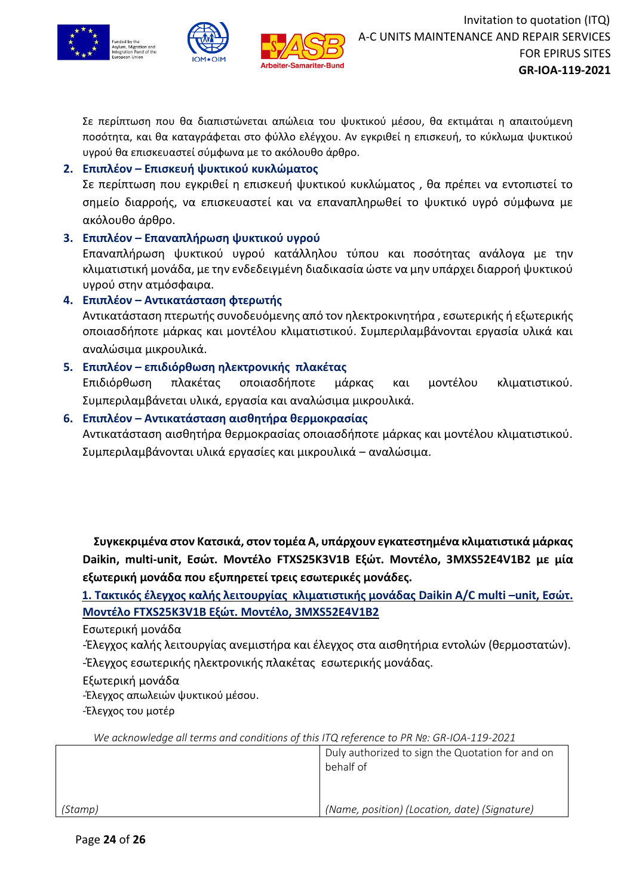Σε περίπτωση που θα διαπιστώνεται απώλεια του ψυκτικού μέσου, θα εκτιμάται η απαιτούμενη ποσότητα, και θα καταγράφεται στο φύλλο ελέγχου. Αν εγκριθεί η επισκευή, το κύκλωμα ψυκτικού υγρού θα επισκευαστεί σύμφωνα με το ακόλουθο άρθρο.

2. **Επιπλέον – Επισκευή ψυκτικού κυκλώματος**
   Σε περίπτωση που εγκριθεί η επισκευή ψυκτικού κυκλώματος , θα πρέπει να εντοπιστεί το σημείο διαρροής, να επισκευαστεί και να επαναπληρωθεί το ψυκτικό υγρό σύμφωνα με ακόλουθο άρθρο.
3. **Επιπλέον – Επαναπλήρωση ψυκτικού υγρού**
   Επαναπλήρωση ψυκτικού υγρού κατάλληλου τύπου και ποσότητας ανάλογα με την κλιματιστική μονάδα, με την ενδεδειγμένη διαδικασία ώστε να μην υπάρχει διαρροή ψυκτικού υγρού στην ατμόσφαιρα.
4. **Επιπλέον – Αντικατάσταση φτερωτής**
   Αντικατάσταση πτερωτής συνοδευόμενης από τον ηλεκτροκινητήρα , εσωτερικής ή εξωτερικής οποιασδήποτε μάρκας και μοντέλου κλιματιστικού. Συμπεριλαμβάνονται εργασία υλικά και αναλώσιμα μικρουλικά.
5. **Επιπλέον – επιδιόρθωση ηλεκτρονικής πλακέτας**
   Επιδιόρθωση πλακέτας οποιασδήποτε μάρκας και μοντέλου κλιματιστικού. Συμπεριλαμβάνεται υλικά, εργασία και αναλώσιμα μικρουλικά.
6. **Επιπλέον – Αντικατάσταση αισθητήρα θερμοκρασίας**
   Αντικατάσταση αισθητήρα θερμοκρασίας οποιασδήποτε μάρκας και μοντέλου κλιματιστικού. Συμπεριλαμβάνονται υλικά εργασίες και μικρουλικά – αναλώσιμα.

**Συγκεκριμένα στον Κατσικά, στον τομέα Α, υπάρχουν εγκατεστημένα κλιματιστικά μάρκας Daikin, multi-unit, Εσώτ. Μοντέλο FTXS25K3V1B Εξώτ. Μοντέλο, 3MXS52E4V1B2 με μία εξωτερική μονάδα που εξυπηρετεί τρεις εσωτερικές μονάδες.**

**1. Τακτικός έλεγχος καλής λειτουργίας κλιματιστικής μονάδας Daikin A/C multi –unit, Εσώτ. Μοντέλο FTXS25K3V1B Εξώτ. Μοντέλο, 3MXS52E4V1B2**

Εσωτερική μονάδα

-Έλεγχος καλής λειτουργίας ανεμιστήρα και έλεγχος στα αισθητήρια εντολών (θερμοστατών).

-Έλεγχος εσωτερικής ηλεκτρονικής πλακέτας εσωτερικής μονάδας.

Εξωτερική μονάδα

-Έλεγχος απωλειών ψυκτικού μέσου.

-Έλεγχος του μοτέρ

*We acknowledge all terms and conditions of this ITQ reference to PR №: GR-IOA-119-2021*

| | Duly authorized to sign the Quotation for and on behalf of |
|---|---|
| *(Stamp)* | *(Name, position) (Location, date) (Signature)* |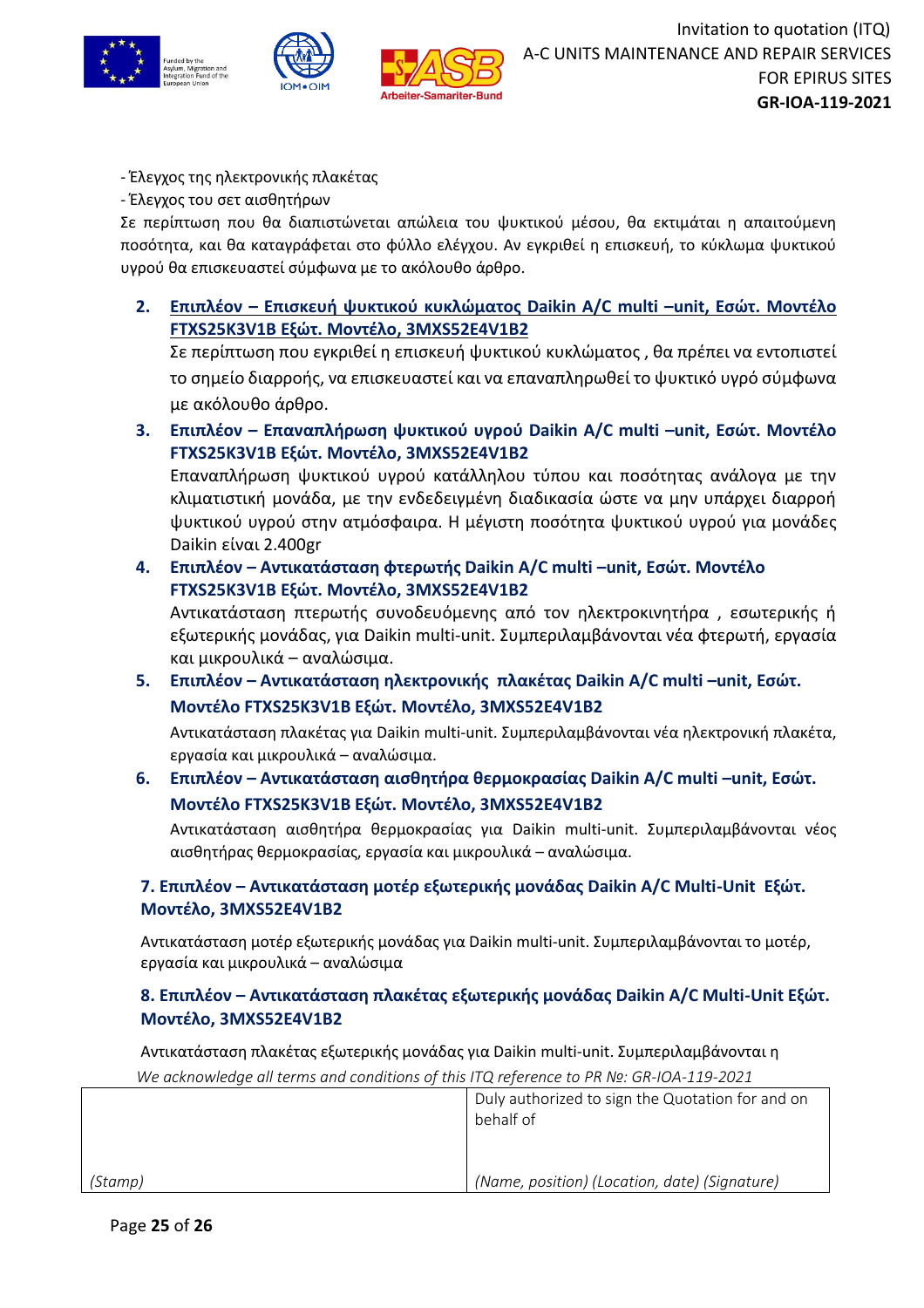- Έλεγχος της ηλεκτρονικής πλακέτας
- Έλεγχος του σετ αισθητήρων

Σε περίπτωση που θα διαπιστώνεται απώλεια του ψυκτικού μέσου, θα εκτιμάται η απαιτούμενη ποσότητα, και θα καταγράφεται στο φύλλο ελέγχου. Αν εγκριθεί η επισκευή, το κύκλωμα ψυκτικού υγρού θα επισκευαστεί σύμφωνα με το ακόλουθο άρθρο.

2. **Επιπλέον – Επισκευή ψυκτικού κυκλώματος Daikin A/C multi –unit, Εσώτ. Μοντέλο FTXS25K3V1B Εξώτ. Μοντέλο, 3MXS52E4V1B2**

   Σε περίπτωση που εγκριθεί η επισκευή ψυκτικού κυκλώματος , θα πρέπει να εντοπιστεί το σημείο διαρροής, να επισκευαστεί και να επαναπληρωθεί το ψυκτικό υγρό σύμφωνα με ακόλουθο άρθρο.

3. **Επιπλέον – Επαναπλήρωση ψυκτικού υγρού Daikin A/C multi –unit, Εσώτ. Μοντέλο FTXS25K3V1B Εξώτ. Μοντέλο, 3MXS52E4V1B2**

   Επαναπλήρωση ψυκτικού υγρού κατάλληλου τύπου και ποσότητας ανάλογα με την κλιματιστική μονάδα, με την ενδεδειγμένη διαδικασία ώστε να μην υπάρχει διαρροή ψυκτικού υγρού στην ατμόσφαιρα. Η μέγιστη ποσότητα ψυκτικού υγρού για μονάδες Daikin είναι 2.400gr

4. **Επιπλέον – Αντικατάσταση φτερωτής Daikin A/C multi –unit, Εσώτ. Μοντέλο FTXS25K3V1B Εξώτ. Μοντέλο, 3MXS52E4V1B2**

   Αντικατάσταση πτερωτής συνοδευόμενης από τον ηλεκτροκινητήρα , εσωτερικής ή εξωτερικής μονάδας, για Daikin multi-unit. Συμπεριλαμβάνονται νέα φτερωτή, εργασία και μικρουλικά – αναλώσιμα.

5. **Επιπλέον – Αντικατάσταση ηλεκτρονικής πλακέτας Daikin A/C multi –unit, Εσώτ. Μοντέλο FTXS25K3V1B Εξώτ. Μοντέλο, 3MXS52E4V1B2**

   Αντικατάσταση πλακέτας για Daikin multi-unit. Συμπεριλαμβάνονται νέα ηλεκτρονική πλακέτα, εργασία και μικρουλικά – αναλώσιμα.

6. **Επιπλέον – Αντικατάσταση αισθητήρα θερμοκρασίας Daikin A/C multi –unit, Εσώτ. Μοντέλο FTXS25K3V1B Εξώτ. Μοντέλο, 3MXS52E4V1B2**

   Αντικατάσταση αισθητήρα θερμοκρασίας για Daikin multi-unit. Συμπεριλαμβάνονται νέος αισθητήρας θερμοκρασίας, εργασία και μικρουλικά – αναλώσιμα.

**7. Επιπλέον – Αντικατάσταση μοτέρ εξωτερικής μονάδας Daikin A/C Multi-Unit Εξώτ. Μοντέλο, 3MXS52E4V1B2**

Αντικατάσταση μοτέρ εξωτερικής μονάδας για Daikin multi-unit. Συμπεριλαμβάνονται το μοτέρ, εργασία και μικρουλικά – αναλώσιμα

**8. Επιπλέον – Αντικατάσταση πλακέτας εξωτερικής μονάδας Daikin A/C Multi-Unit Εξώτ. Μοντέλο, 3MXS52E4V1B2**

Αντικατάσταση πλακέτας εξωτερικής μονάδας για Daikin multi-unit. Συμπεριλαμβάνονται η

*We acknowledge all terms and conditions of this ITQ reference to PR №: GR-IOA-119-2021*

| | Duly authorized to sign the Quotation for and on behalf of |
|---|---|
| *(Stamp)* | *(Name, position) (Location, date) (Signature)* |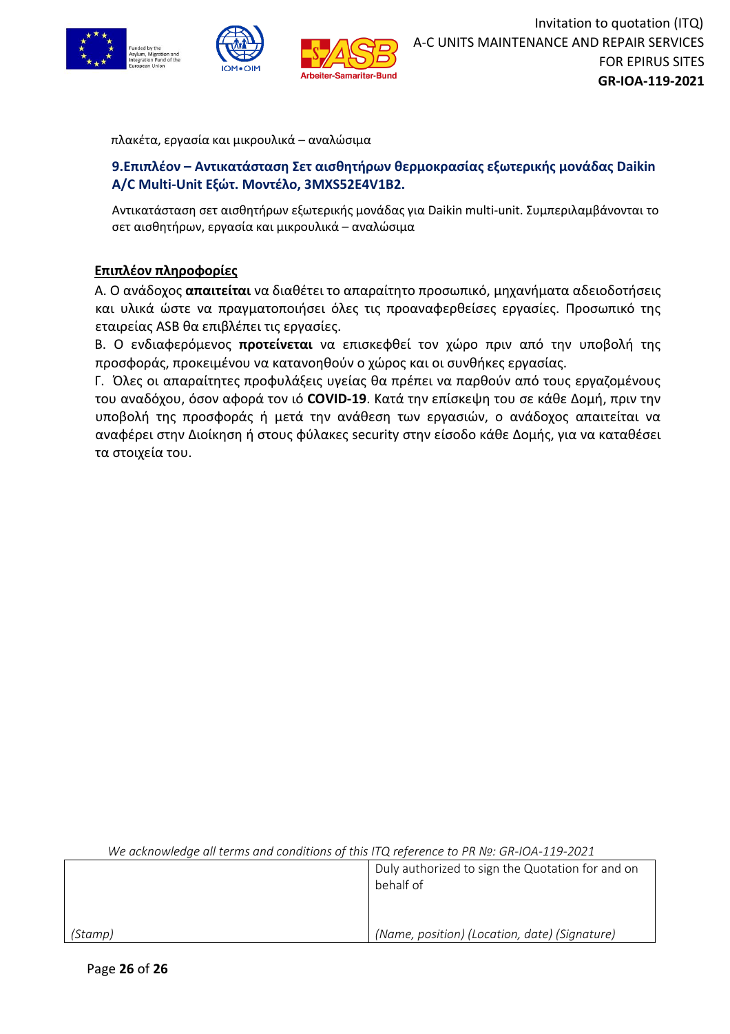πλακέτα, εργασία και μικρουλικά – αναλώσιμα

**9.Επιπλέον – Αντικατάσταση Σετ αισθητήρων θερμοκρασίας εξωτερικής μονάδας Daikin A/C Multi-Unit Εξώτ. Μοντέλο, 3MXS52E4V1B2.**

Αντικατάσταση σετ αισθητήρων εξωτερικής μονάδας για Daikin multi-unit. Συμπεριλαμβάνονται το σετ αισθητήρων, εργασία και μικρουλικά – αναλώσιμα

**Επιπλέον πληροφορίες**

Α. Ο ανάδοχος **απαιτείται** να διαθέτει το απαραίτητο προσωπικό, μηχανήματα αδειοδοτήσεις και υλικά ώστε να πραγματοποιήσει όλες τις προαναφερθείσες εργασίες. Προσωπικό της εταιρείας ASB θα επιβλέπει τις εργασίες.

Β. Ο ενδιαφερόμενος **προτείνεται** να επισκεφθεί τον χώρο πριν από την υποβολή της προσφοράς, προκειμένου να κατανοηθούν ο χώρος και οι συνθήκες εργασίας.

Γ. Όλες οι απαραίτητες προφυλάξεις υγείας θα πρέπει να παρθούν από τους εργαζομένους του αναδόχου, όσον αφορά τον ιό **COVID-19**. Κατά την επίσκεψη του σε κάθε Δομή, πριν την υποβολή της προσφοράς ή μετά την ανάθεση των εργασιών, ο ανάδοχος απαιτείται να αναφέρει στην Διοίκηση ή στους φύλακες security στην είσοδο κάθε Δομής, για να καταθέσει τα στοιχεία του.

*We acknowledge all terms and conditions of this ITQ reference to PR Nº: GR-IOA-119-2021*

| | |
|---|---|
| | Duly authorized to sign the Quotation for and on behalf of |
| *(Stamp)* | *(Name, position) (Location, date) (Signature)* |